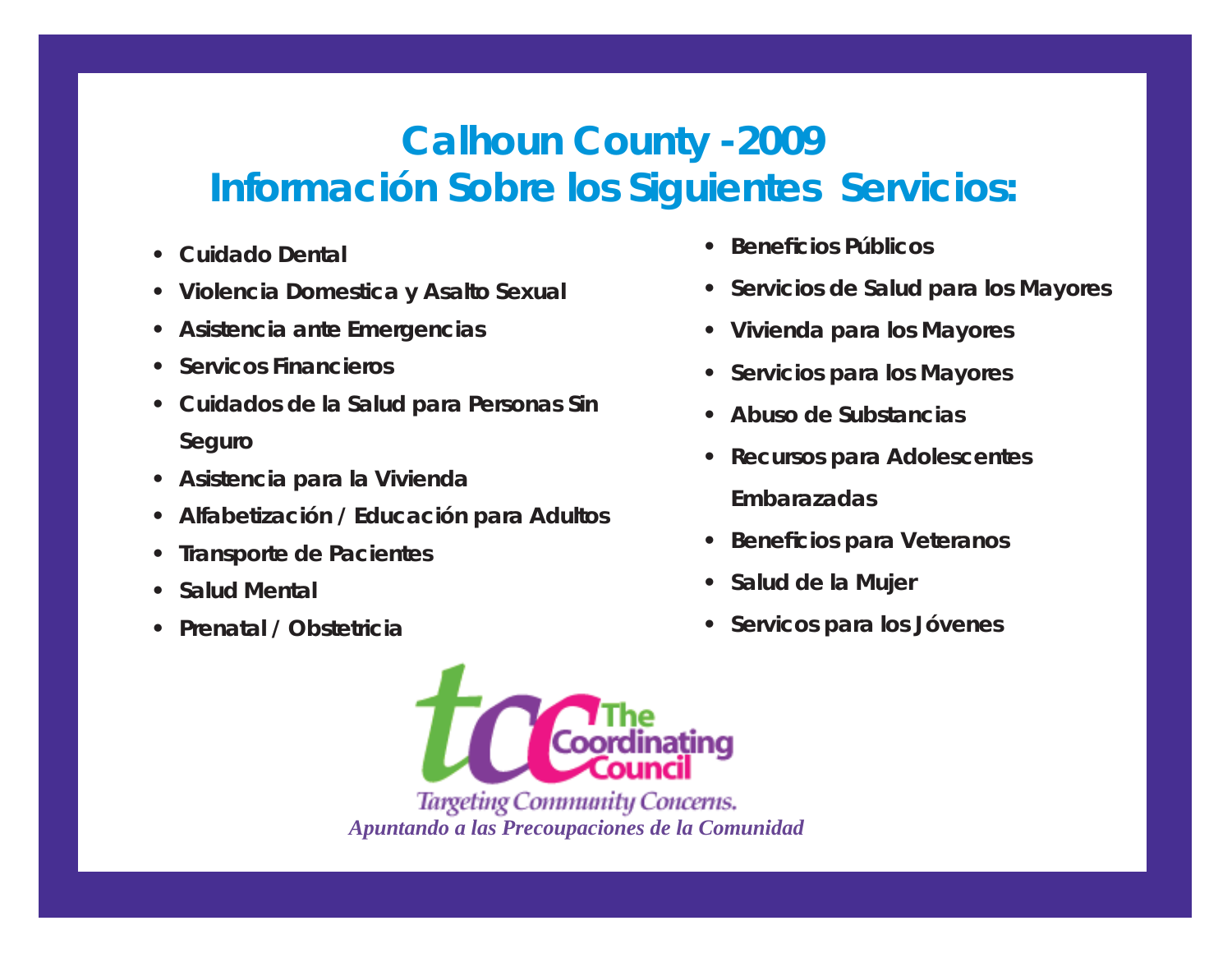# Calhoun County -2009
# Información Sobre los Siguientes Servicios:

- Cuidado Dental
- Violencia Domestica y Asalto Sexual
- Asistencia ante Emergencias
- Servicos Financieros
- Cuidados de la Salud para Personas Sin Seguro
- Asistencia para la Vivienda
- Alfabetización / Educación para Adultos
- Transporte de Pacientes
- Salud Mental
- Prenatal / Obstetricia
- Beneficios Públicos
- Servicios de Salud para los Mayores
- Vivienda para los Mayores
- Servicios para los Mayores
- Abuso de Substancias
- Recursos para Adolescentes Embarazadas
- Beneficios para Veteranos
- Salud de la Mujer
- Servicos para los Jóvenes

The Coordinating Council

*Targeting Community Concerns.*

*Apuntando a las Precoupaciones de la Comunidad*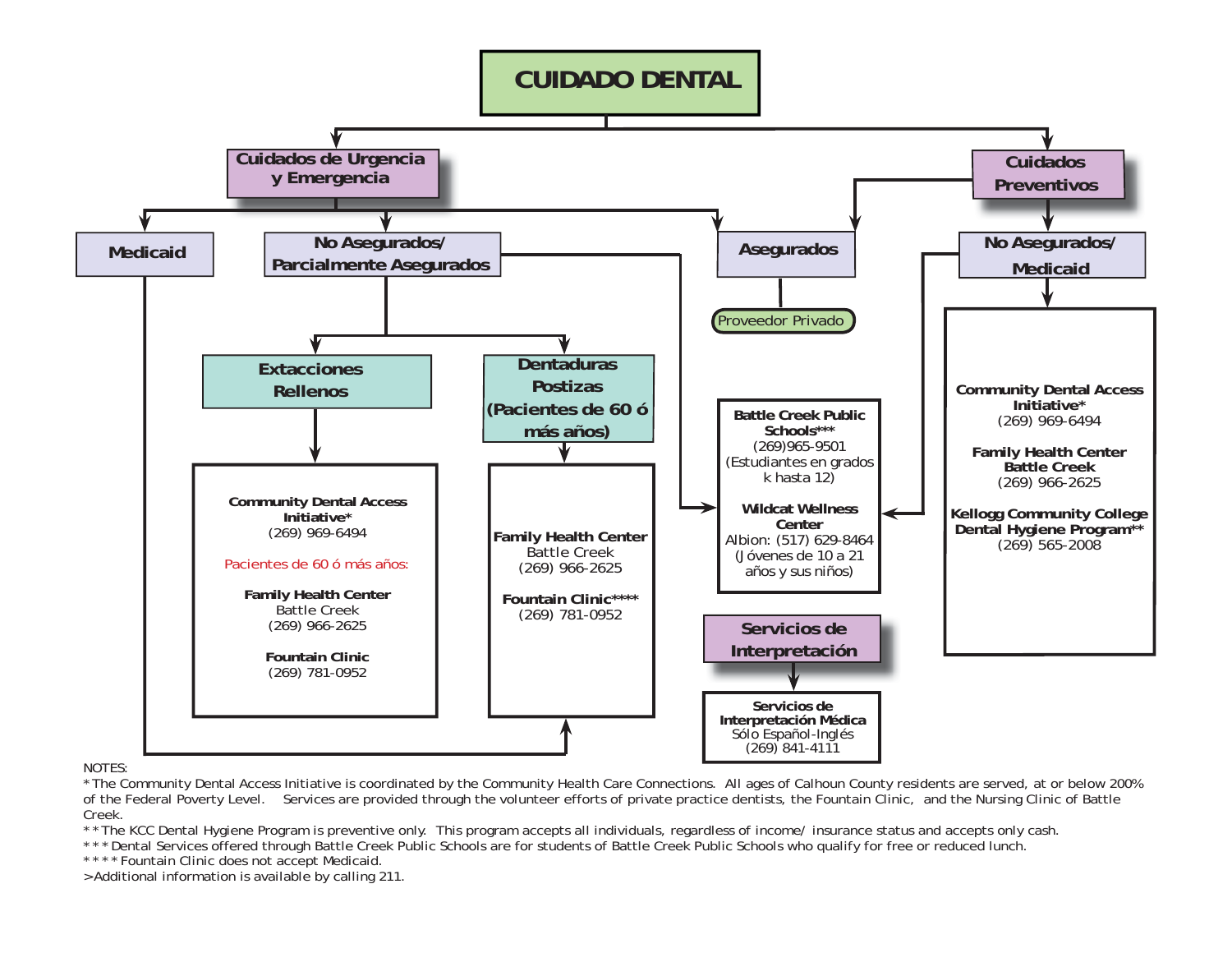# CUIDADO DENTAL

## Cuidados de Urgencia y Emergencia

### Medicaid

(Conecta con: Dentaduras Postizas)

### No Asegurados/ Parcialmente Asegurados

(Conecta también con: Battle Creek Public Schools / Wildcat Wellness Center)

#### Extacciones Rellenos

**Community Dental Access Initiative***
(269) 969-6494

Pacientes de 60 ó más años:

**Family Health Center**
Battle Creek
(269) 966-2625

**Fountain Clinic**
(269) 781-0952

#### Dentaduras Postizas (Pacientes de 60 ó más años)

**Family Health Center**
Battle Creek
(269) 966-2625

**Fountain Clinic******
(269) 781-0952

### Asegurados

Proveedor Privado

## Cuidados Preventivos

### Asegurados

Proveedor Privado

### No Asegurados/ Medicaid

**Community Dental Access Initiative***
(269) 969-6494

**Family Health Center Battle Creek**
(269) 966-2625

**Kellogg Community College Dental Hygiene Program****
(269) 565-2008

(Conecta también con: Battle Creek Public Schools / Wildcat Wellness Center)

---

**Battle Creek Public Schools*****
(269)965-9501
(Estudiantes en grados k hasta 12)

**Wildcat Wellness Center**
Albion: (517) 629-8464
(Jóvenes de 10 a 21 años y sus niños)

---

## Servicios de Interpretación

**Servicios de Interpretación Médica**
Sólo Español-Inglés
(269) 841-4111

---

NOTES:

* The Community Dental Access Initiative is coordinated by the Community Health Care Connections. All ages of Calhoun County residents are served, at or below 200% of the Federal Poverty Level. Services are provided through the volunteer efforts of private practice dentists, the Fountain Clinic, and the Nursing Clinic of Battle Creek.

** The KCC Dental Hygiene Program is preventive only. This program accepts all individuals, regardless of income/ insurance status and accepts only cash.

*** Dental Services offered through Battle Creek Public Schools are for students of Battle Creek Public Schools who qualify for free or reduced lunch.

**** Fountain Clinic does not accept Medicaid.

>Additional information is available by calling 211.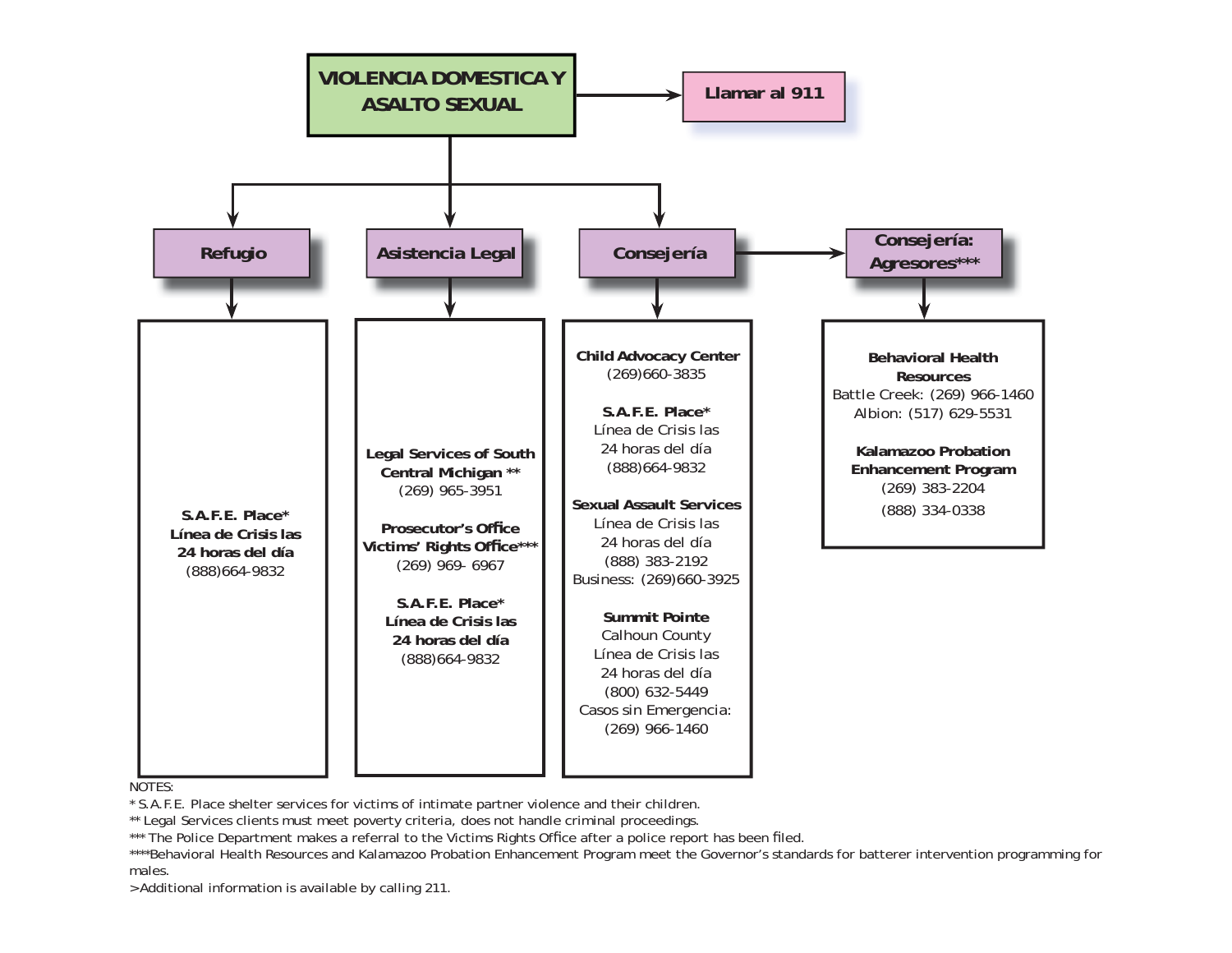# VIOLENCIA DOMESTICA Y ASALTO SEXUAL

→ **Llamar al 911**

## Refugio

**S.A.F.E. Place***
**Línea de Crisis las 24 horas del día**
(888)664-9832

## Asistencia Legal

**Legal Services of South Central Michigan ****
(269) 965-3951

**Prosecutor's Office Victims' Rights Office*****
(269) 969- 6967

**S.A.F.E. Place***
**Línea de Crisis las 24 horas del día**
(888)664-9832

## Consejería

**Child Advocacy Center**
(269)660-3835

**S.A.F.E. Place***
Línea de Crisis las 24 horas del día
(888)664-9832

**Sexual Assault Services**
Línea de Crisis las 24 horas del día
(888) 383-2192
Business: (269)660-3925

**Summit Pointe**
Calhoun County
Línea de Crisis las 24 horas del día
(800) 632-5449
Casos sin Emergencia:
(269) 966-1460

## Consejería: Agresores***

**Behavioral Health Resources**
Battle Creek: (269) 966-1460
Albion: (517) 629-5531

**Kalamazoo Probation Enhancement Program**
(269) 383-2204
(888) 334-0338

NOTES:
* S.A.F.E. Place shelter services for victims of intimate partner violence and their children.
** Legal Services clients must meet poverty criteria, does not handle criminal proceedings.
*** The Police Department makes a referral to the Victims Rights Office after a police report has been filed.
****Behavioral Health Resources and Kalamazoo Probation Enhancement Program meet the Governor's standards for batterer intervention programming for males.
>Additional information is available by calling 211.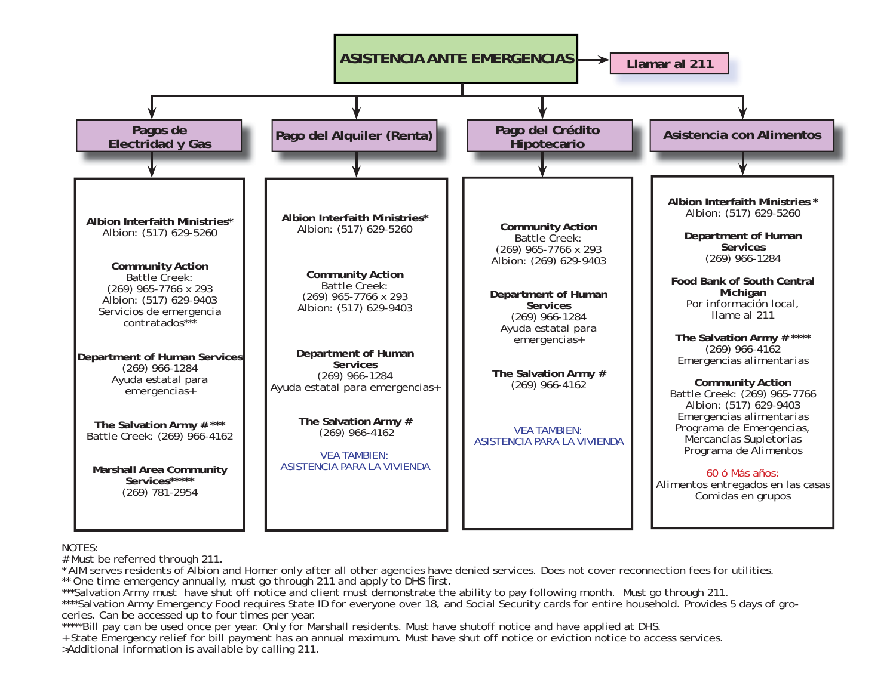# ASISTENCIA ANTE EMERGENCIAS

**Llamar al 211**

## Pagos de Electridad y Gas

**Albion Interfaith Ministries***
Albion: (517) 629-5260

**Community Action**
Battle Creek:
(269) 965-7766 x 293
Albion: (517) 629-9403
Servicios de emergencia contratados***

**Department of Human Services**
(269) 966-1284
Ayuda estatal para emergencias+

**The Salvation Army # *****
Battle Creek: (269) 966-4162

**Marshall Area Community Services*******
(269) 781-2954

## Pago del Alquiler (Renta)

**Albion Interfaith Ministries***
Albion: (517) 629-5260

**Community Action**
Battle Creek:
(269) 965-7766 x 293
Albion: (517) 629-9403

**Department of Human Services**
(269) 966-1284
Ayuda estatal para emergencias+

**The Salvation Army #**
(269) 966-4162

VEA TAMBIEN:
ASISTENCIA PARA LA VIVIENDA

## Pago del Crédito Hipotecario

**Community Action**
Battle Creek:
(269) 965-7766 x 293
Albion: (269) 629-9403

**Department of Human Services**
(269) 966-1284
Ayuda estatal para emergencias+

**The Salvation Army #**
(269) 966-4162

VEA TAMBIEN:
ASISTENCIA PARA LA VIVIENDA

## Asistencia con Alimentos

**Albion Interfaith Ministries ***
Albion: (517) 629-5260

**Department of Human Services**
(269) 966-1284

**Food Bank of South Central Michigan**
Por información local, llame al 211

**The Salvation Army # ******
(269) 966-4162
Emergencias alimentarias

**Community Action**
Battle Creek: (269) 965-7766
Albion: (517) 629-9403
Emergencias alimentarias
Programa de Emergencias, Mercancías Supletorias
Programa de Alimentos

60 ó Más años:
Alimentos entregados en las casas
Comidas en grupos

NOTES:
# Must be referred through 211.
* AIM serves residents of Albion and Homer only after all other agencies have denied services. Does not cover reconnection fees for utilities.
** One time emergency annually, must go through 211 and apply to DHS first.
***Salvation Army must have shut off notice and client must demonstrate the ability to pay following month. Must go through 211.
****Salvation Army Emergency Food requires State ID for everyone over 18, and Social Security cards for entire household. Provides 5 days of groceries. Can be accessed up to four times per year.
*****Bill pay can be used once per year. Only for Marshall residents. Must have shutoff notice and have applied at DHS.
+State Emergency relief for bill payment has an annual maximum. Must have shut off notice or eviction notice to access services.
>Additional information is available by calling 211.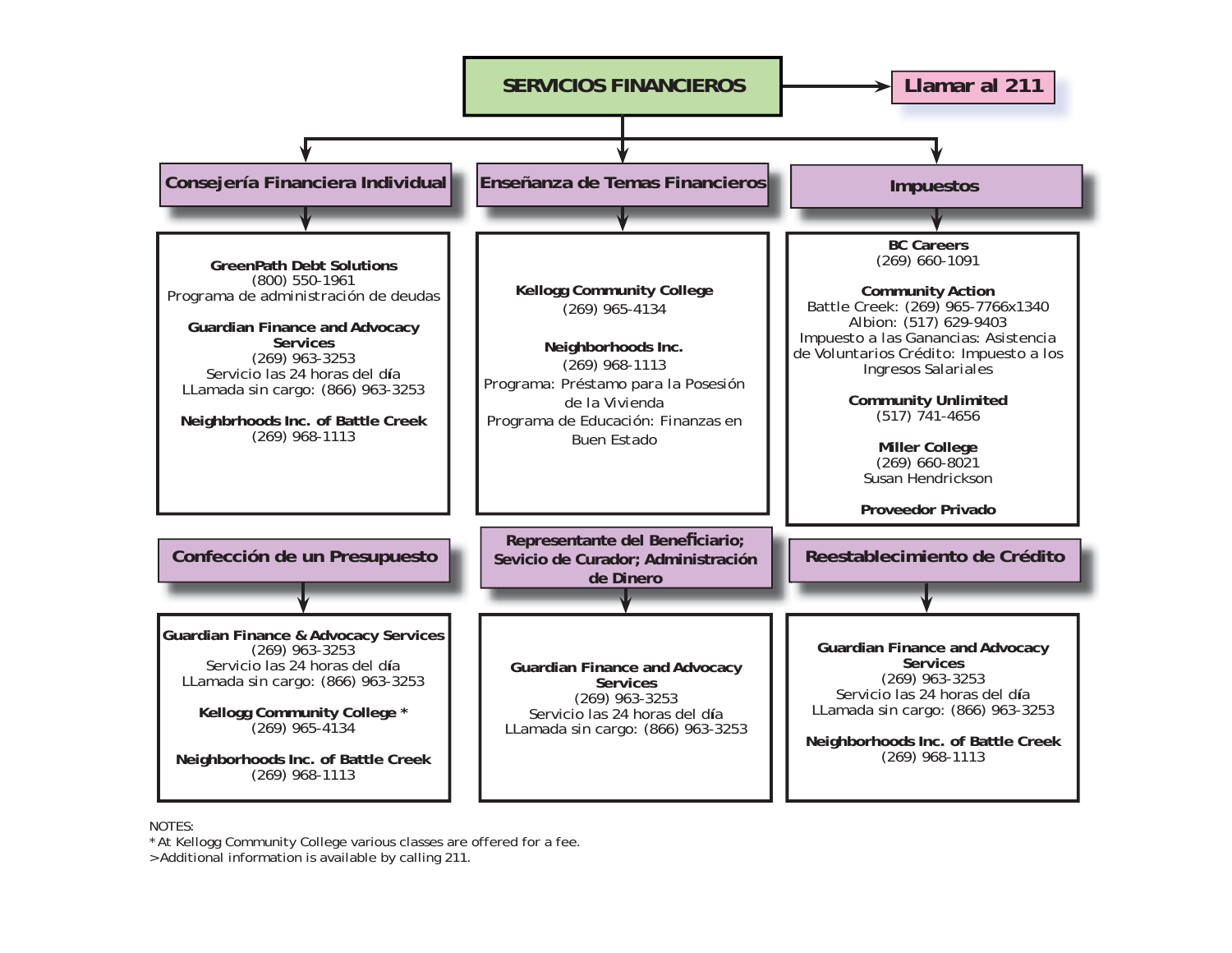# SERVICIOS FINANCIEROS

Llamar al 211

## Consejería Financiera Individual

**GreenPath Debt Solutions**
(800) 550-1961
Programa de administración de deudas

**Guardian Finance and Advocacy Services**
(269) 963-3253
Servicio las 24 horas del día
LLamada sin cargo: (866) 963-3253

**Neighbrhoods Inc. of Battle Creek**
(269) 968-1113

## Enseñanza de Temas Financieros

**Kellogg Community College**
(269) 965-4134

**Neighborhoods Inc.**
(269) 968-1113
Programa: Préstamo para la Posesión de la Vivienda
Programa de Educación: Finanzas en Buen Estado

## Impuestos

**BC Careers**
(269) 660-1091

**Community Action**
Battle Creek: (269) 965-7766x1340
Albion: (517) 629-9403
Impuesto a las Ganancias: Asistencia de Voluntarios Crédito: Impuesto a los Ingresos Salariales

**Community Unlimited**
(517) 741-4656

**Miller College**
(269) 660-8021
Susan Hendrickson

**Proveedor Privado**

## Confección de un Presupuesto

**Guardian Finance & Advocacy Services**
(269) 963-3253
Servicio las 24 horas del día
LLamada sin cargo: (866) 963-3253

**Kellogg Community College ***
(269) 965-4134

**Neighborhoods Inc. of Battle Creek**
(269) 968-1113

## Representante del Beneficiario; Sevicio de Curador; Administración de Dinero

**Guardian Finance and Advocacy Services**
(269) 963-3253
Servicio las 24 horas del día
LLamada sin cargo: (866) 963-3253

## Reestablecimiento de Crédito

**Guardian Finance and Advocacy Services**
(269) 963-3253
Servicio las 24 horas del día
LLamada sin cargo: (866) 963-3253

**Neighborhoods Inc. of Battle Creek**
(269) 968-1113

NOTES:
* At Kellogg Community College various classes are offered for a fee.
>Additional information is available by calling 211.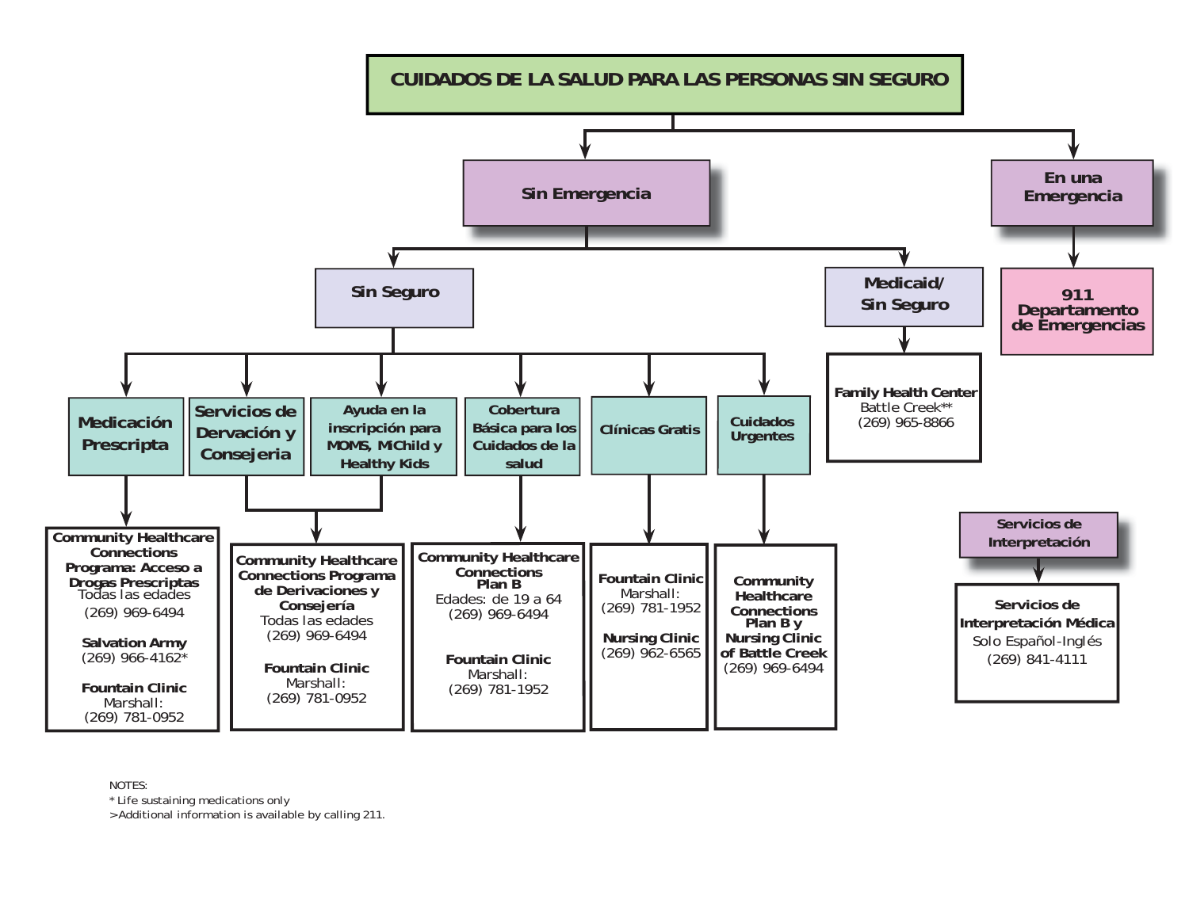# CUIDADOS DE LA SALUD PARA LAS PERSONAS SIN SEGURO

## Sin Emergencia

### Sin Seguro

**Medicación Prescripta**

- **Community Healthcare Connections Programa: Acceso a Drogas Prescriptas**
  Todas las edades
  (269) 969-6494
- **Salvation Army**
  (269) 966-4162*
- **Fountain Clinic**
  Marshall:
  (269) 781-0952

**Servicios de Dervación y Consejeria** / **Ayuda en la inscripción para MOMS, MIChild y Healthy Kids**

- **Community Healthcare Connections Programa de Derivaciones y Consejería**
  Todas las edades
  (269) 969-6494
- **Fountain Clinic**
  Marshall:
  (269) 781-0952

**Cobertura Básica para los Cuidados de la salud**

- **Community Healthcare Connections Plan B**
  Edades: de 19 a 64
  (269) 969-6494
- **Fountain Clinic**
  Marshall:
  (269) 781-1952

**Clínicas Gratis**

- **Fountain Clinic**
  Marshall:
  (269) 781-1952
- **Nursing Clinic**
  (269) 962-6565

**Cuidados Urgentes**

- **Community Healthcare Connections Plan B y Nursing Clinic of Battle Creek**
  (269) 969-6494

### Medicaid/ Sin Seguro

- **Family Health Center**
  Battle Creek**
  (269) 965-8866

## En una Emergencia

**911 Departamento de Emergencias**

## Servicios de Interpretación

- **Servicios de Interpretación Médica**
  Solo Español-Inglés
  (269) 841-4111

NOTES:
* Life sustaining medications only
>Additional information is available by calling 211.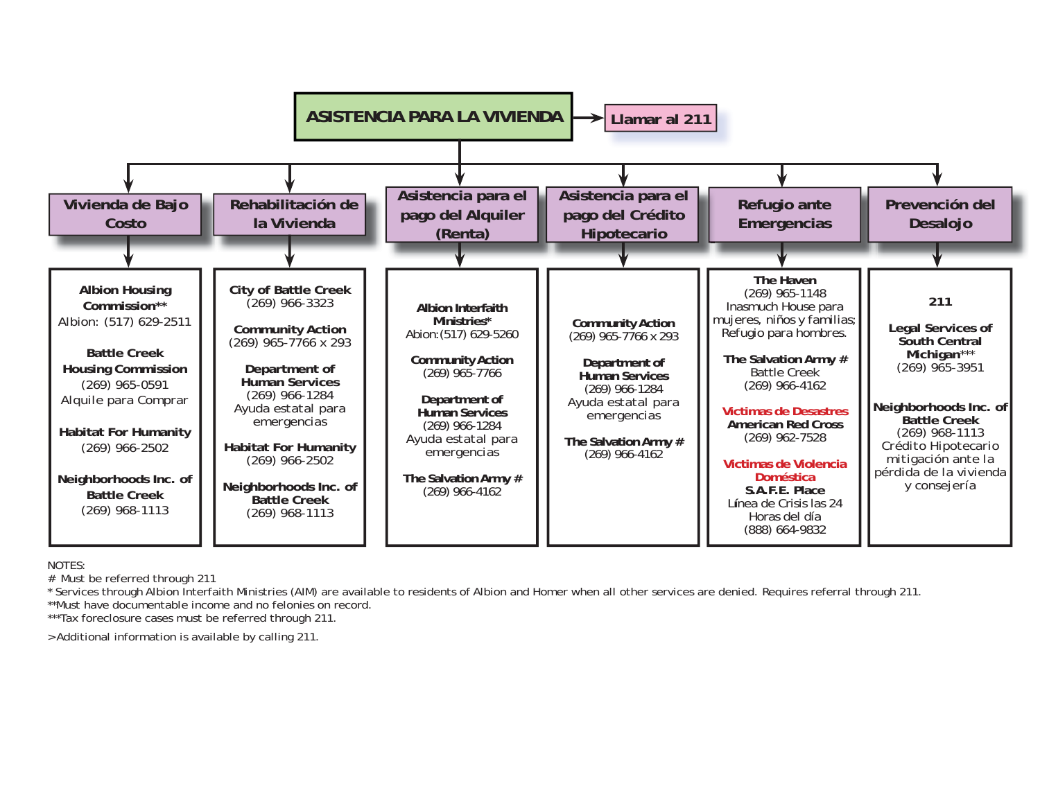# ASISTENCIA PARA LA VIVIENDA

**Llamar al 211**

## Vivienda de Bajo Costo

**Albion Housing Commission****
Albion: (517) 629-2511

**Battle Creek Housing Commission**
(269) 965-0591
Alquile para Comprar

**Habitat For Humanity**
(269) 966-2502

**Neighborhoods Inc. of Battle Creek**
(269) 968-1113

## Rehabilitación de la Vivienda

**City of Battle Creek**
(269) 966-3323

**Community Action**
(269) 965-7766 x 293

**Department of Human Services**
(269) 966-1284
Ayuda estatal para emergencias

**Habitat For Humanity**
(269) 966-2502

**Neighborhoods Inc. of Battle Creek**
(269) 968-1113

## Asistencia para el pago del Alquiler (Renta)

**Albion Interfaith Ministries***
Abion:(517) 629-5260

**Community Action**
(269) 965-7766

**Department of Human Services**
(269) 966-1284
Ayuda estatal para emergencias

**The Salvation Army #**
(269) 966-4162

## Asistencia para el pago del Crédito Hipotecario

**Community Action**
(269) 965-7766 x 293

**Department of Human Services**
(269) 966-1284
Ayuda estatal para emergencias

**The Salvation Army #**
(269) 966-4162

## Refugio ante Emergencias

**The Haven**
(269) 965-1148
Inasmuch House para mujeres, niños y familias;
Refugio para hombres.

**The Salvation Army #**
Battle Creek
(269) 966-4162

**Victimas de Desastres**
**American Red Cross**
(269) 962-7528

**Victimas de Violencia Doméstica**
**S.A.F.E. Place**
Línea de Crisis las 24 Horas del día
(888) 664-9832

## Prevención del Desalojo

**211**

**Legal Services of South Central Michigan*****
(269) 965-3951

**Neighborhoods Inc. of Battle Creek**
(269) 968-1113
Crédito Hipotecario mitigación ante la pérdida de la vivienda y consejería

NOTES:
# Must be referred through 211
* Services through Albion Interfaith Ministries (AIM) are available to residents of Albion and Homer when all other services are denied. Requires referral through 211.
**Must have documentable income and no felonies on record.
***Tax foreclosure cases must be referred through 211.

>Additional information is available by calling 211.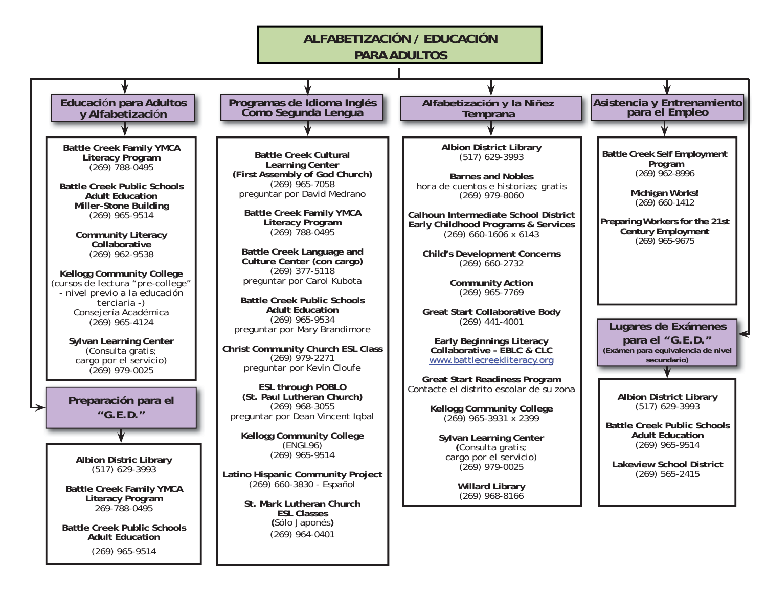# ALFABETIZACIÓN / EDUCACIÓN PARA ADULTOS

## Educación para Adultos y Alfabetización

**Battle Creek Family YMCA Literacy Program**
(269) 788-0495

**Battle Creek Public Schools Adult Education Miller-Stone Building**
(269) 965-9514

**Community Literacy Collaborative**
(269) 962-9538

**Kellogg Community College**
(cursos de lectura "pre-college" - nivel previo a la educación terciaria -)
Consejería Académica
(269) 965-4124

**Sylvan Learning Center**
(Consulta gratis; cargo por el servicio)
(269) 979-0025

## Preparación para el "G.E.D."

**Albion Distric Library**
(517) 629-3993

**Battle Creek Family YMCA Literacy Program**
269-788-0495

**Battle Creek Public Schools Adult Education**
(269) 965-9514

## Programas de Idioma Inglés Como Segunda Lengua

**Battle Creek Cultural Learning Center (First Assembly of God Church)**
(269) 965-7058
preguntar por David Medrano

**Battle Creek Family YMCA Literacy Program**
(269) 788-0495

**Battle Creek Language and Culture Center (con cargo)**
(269) 377-5118
preguntar por Carol Kubota

**Battle Creek Public Schools Adult Education**
(269) 965-9534
preguntar por Mary Brandimore

**Christ Community Church ESL Class**
(269) 979-2271
preguntar por Kevin Cloufe

**ESL through POBLO (St. Paul Lutheran Church)**
(269) 968-3055
preguntar por Dean Vincent Iqbal

**Kellogg Community College**
(ENGL96)
(269) 965-9514

**Latino Hispanic Community Project**
(269) 660-3830 - Español

**St. Mark Lutheran Church ESL Classes**
**(**Sólo Japonés**)**
(269) 964-0401

## Alfabetización y la Niñez Temprana

**Albion District Library**
(517) 629-3993

**Barnes and Nobles**
hora de cuentos e historias; gratis
(269) 979-8060

**Calhoun Intermediate School District Early Childhood Programs & Services**
(269) 660-1606 x 6143

**Child's Development Concerns**
(269) 660-2732

**Community Action**
(269) 965-7769

**Great Start Collaborative Body**
(269) 441-4001

**Early Beginnings Literacy Collaborative - EBLC & CLC**
www.battlecreekliteracy.org

**Great Start Readiness Program**
Contacte el distrito escolar de su zona

**Kellogg Community College**
(269) 965-3931 x 2399

**Sylvan Learning Center**
**(**Consulta gratis; cargo por el servicio)
(269) 979-0025

**Willard Library**
(269) 968-8166

## Asistencia y Entrenamiento para el Empleo

**Battle Creek Self Employment Program**
(269) 962-8996

**Michigan Works!**
(269) 660-1412

**Preparing Workers for the 21st Century Employment**
(269) 965-9675

## Lugares de Exámenes para el "G.E.D."

**(Exámen para equivalencia de nivel secundario)**

**Albion District Library**
(517) 629-3993

**Battle Creek Public Schools Adult Education**
(269) 965-9514

**Lakeview School District**
(269) 565-2415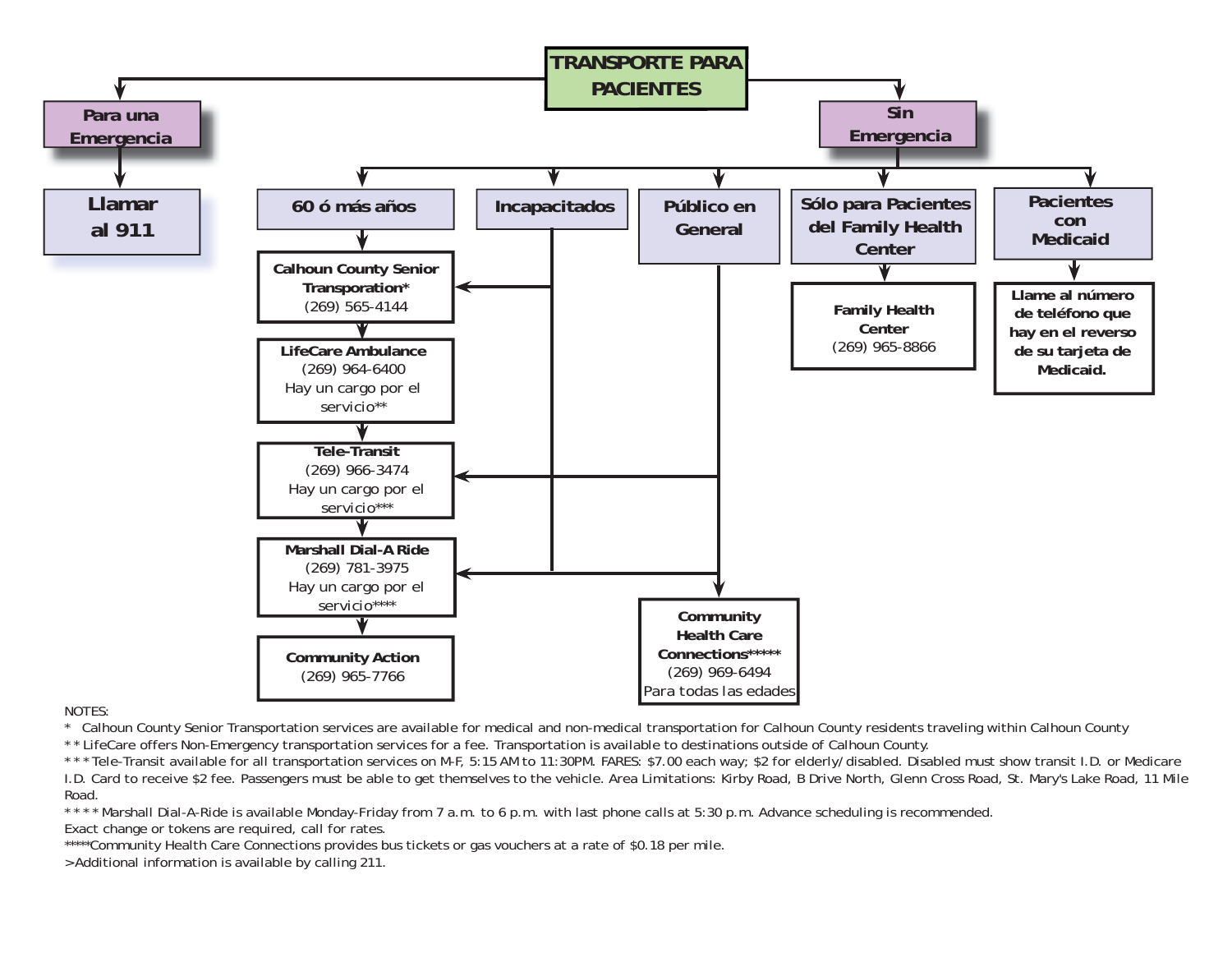# TRANSPORTE PARA PACIENTES

## Para una Emergencia

**Llamar al 911**

## Sin Emergencia

### 60 ó más años

- **Calhoun County Senior Transporation***
  (269) 565-4144
- **LifeCare Ambulance**
  (269) 964-6400
  Hay un cargo por el servicio**
- **Tele-Transit**
  (269) 966-3474
  Hay un cargo por el servicio***
- **Marshall Dial-A Ride**
  (269) 781-3975
  Hay un cargo por el servicio****
- **Community Action**
  (269) 965-7766

### Incapacitados

- **Calhoun County Senior Transporation***
- **Tele-Transit**
- **Marshall Dial-A Ride**

### Público en General

- **Tele-Transit**
- **Marshall Dial-A Ride**
- **Community Health Care Connections*****
  (269) 969-6494
  Para todas las edades

### Sólo para Pacientes del Family Health Center

- **Family Health Center**
  (269) 965-8866

### Pacientes con Medicaid

- **Llame al número de teléfono que hay en el reverso de su tarjeta de Medicaid.**

NOTES:

* Calhoun County Senior Transportation services are available for medical and non-medical transportation for Calhoun County residents traveling within Calhoun County

** LifeCare offers Non-Emergency transportation services for a fee. Transportation is available to destinations outside of Calhoun County.

*** Tele-Transit available for all transportation services on M-F, 5:15 AM to 11:30PM. FARES: $7.00 each way; $2 for elderly/disabled. Disabled must show transit I.D. or Medicare I.D. Card to receive $2 fee. Passengers must be able to get themselves to the vehicle. Area Limitations: Kirby Road, B Drive North, Glenn Cross Road, St. Mary's Lake Road, 11 Mile Road.

**** Marshall Dial-A-Ride is available Monday-Friday from 7 a.m. to 6 p.m. with last phone calls at 5:30 p.m. Advance scheduling is recommended. Exact change or tokens are required, call for rates.

*****Community Health Care Connections provides bus tickets or gas vouchers at a rate of $0.18 per mile.

>Additional information is available by calling 211.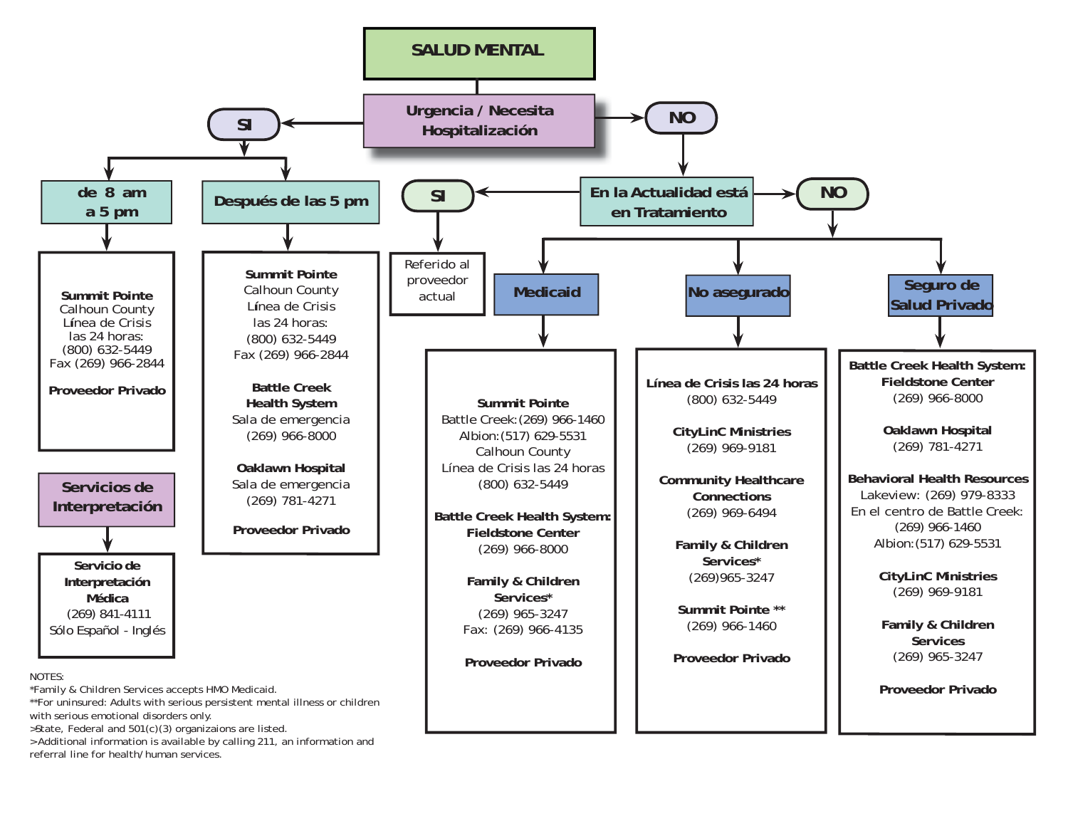# SALUD MENTAL

## Urgencia / Necesita Hospitalización

### SI

#### de 8 am a 5 pm

**Summit Pointe**
Calhoun County
Línea de Crisis
las 24 horas:
(800) 632-5449
Fax (269) 966-2844

**Proveedor Privado**

#### Después de las 5 pm

**Summit Pointe**
Calhoun County
Línea de Crisis
las 24 horas:
(800) 632-5449
Fax (269) 966-2844

**Battle Creek Health System**
Sala de emergencia
(269) 966-8000

**Oaklawn Hospital**
Sala de emergencia
(269) 781-4271

**Proveedor Privado**

### NO

#### En la Actualidad está en Tratamiento

##### SI

Referido al proveedor actual

##### NO

###### Medicaid

**Summit Pointe**
Battle Creek: (269) 966-1460
Albion: (517) 629-5531
Calhoun County
Línea de Crisis las 24 horas
(800) 632-5449

**Battle Creek Health System: Fieldstone Center**
(269) 966-8000

**Family & Children Services***
(269) 965-3247
Fax: (269) 966-4135

**Proveedor Privado**

###### No asegurado

**Línea de Crisis las 24 horas**
(800) 632-5449

**CityLinC Ministries**
(269) 969-9181

**Community Healthcare Connections**
(269) 969-6494

**Family & Children Services***
(269)965-3247

**Summit Pointe ****
(269) 966-1460

**Proveedor Privado**

###### Seguro de Salud Privado

**Battle Creek Health System: Fieldstone Center**
(269) 966-8000

**Oaklawn Hospital**
(269) 781-4271

**Behavioral Health Resources**
Lakeview: (269) 979-8333
En el centro de Battle Creek:
(269) 966-1460
Albion: (517) 629-5531

**CityLinC Ministries**
(269) 969-9181

**Family & Children Services**
(269) 965-3247

**Proveedor Privado**

## Servicios de Interpretación

**Servicio de Interpretación Médica**
(269) 841-4111
Sólo Español - Inglés

NOTES:
*Family & Children Services accepts HMO Medicaid.
**For uninsured: Adults with serious persistent mental illness or children with serious emotional disorders only.
>State, Federal and 501(c)(3) organizaions are listed.
>Additional information is available by calling 211, an information and referral line for health/human services.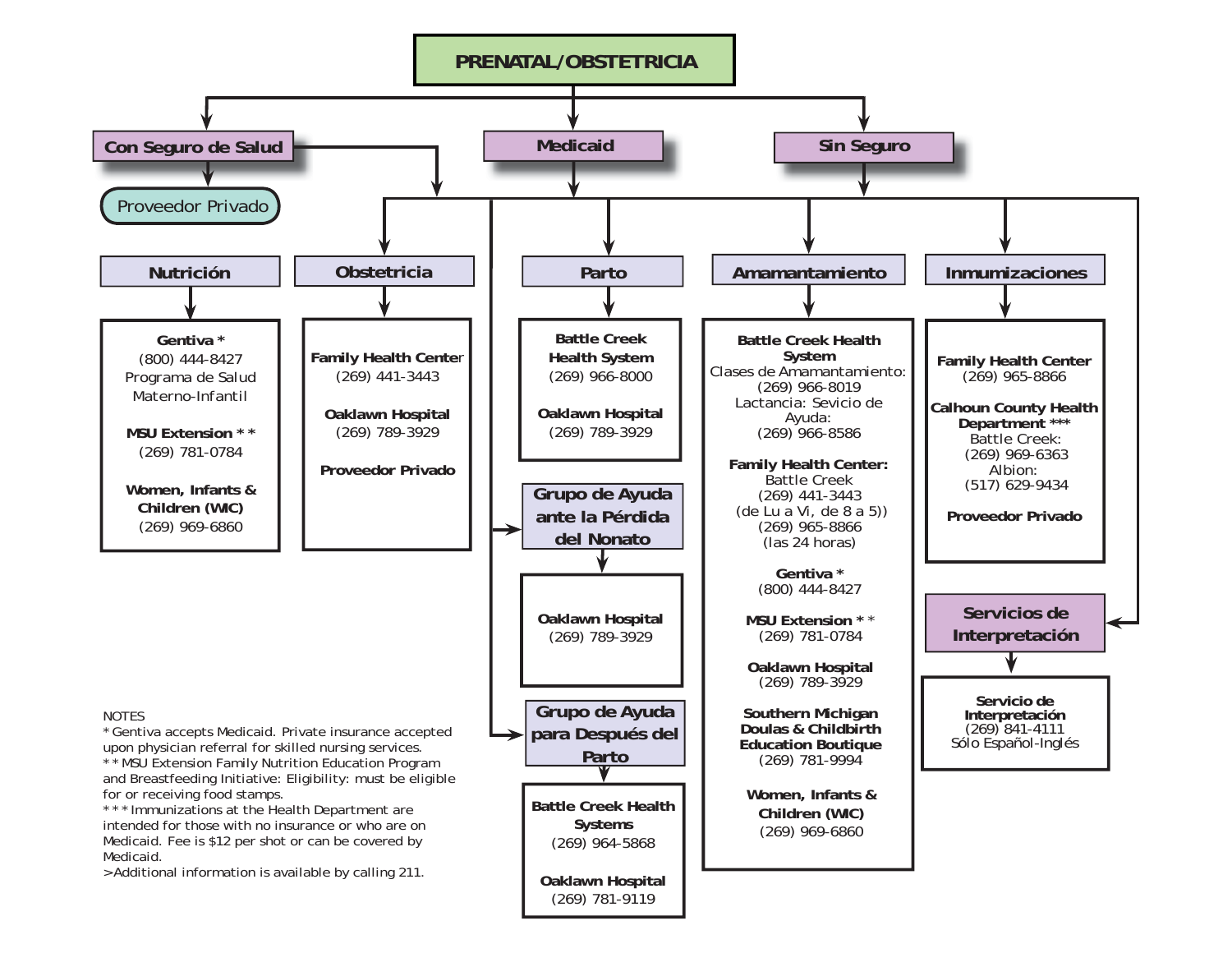# PRENATAL/OBSTETRICIA

## Con Seguro de Salud

- Proveedor Privado

## Medicaid

## Sin Seguro

### Nutrición

**Gentiva \***
(800) 444-8427
Programa de Salud Materno-Infantil

**MSU Extension \* \***
(269) 781-0784

**Women, Infants & Children (WIC)**
(269) 969-6860

### Obstetricia

**Family Health Center**
(269) 441-3443

**Oaklawn Hospital**
(269) 789-3929

**Proveedor Privado**

### Parto

**Battle Creek Health System**
(269) 966-8000

**Oaklawn Hospital**
(269) 789-3929

### Grupo de Ayuda ante la Pérdida del Nonato

**Oaklawn Hospital**
(269) 789-3929

### Grupo de Ayuda para Después del Parto

**Battle Creek Health Systems**
(269) 964-5868

**Oaklawn Hospital**
(269) 781-9119

### Amamantamiento

**Battle Creek Health System**
Clases de Amamantamiento:
(269) 966-8019
Lactancia: Sevicio de Ayuda:
(269) 966-8586

**Family Health Center:**
Battle Creek
(269) 441-3443
(de Lu a Vi, de 8 a 5))
(269) 965-8866
(las 24 horas)

**Gentiva \***
(800) 444-8427

**MSU Extension \* \***
(269) 781-0784

**Oaklawn Hospital**
(269) 789-3929

**Southern Michigan Doulas & Childbirth Education Boutique**
(269) 781-9994

**Women, Infants & Children (WIC)**
(269) 969-6860

### Inmumizaciones

**Family Health Center**
(269) 965-8866

**Calhoun County Health Department \*\*\***
Battle Creek:
(269) 969-6363
Albion:
(517) 629-9434

**Proveedor Privado**

### Servicios de Interpretación

**Servicio de Interpretación**
(269) 841-4111
Sólo Español-Inglés

NOTES
\* Gentiva accepts Medicaid. Private insurance accepted upon physician referral for skilled nursing services.
\* \* MSU Extension Family Nutrition Education Program and Breastfeeding Initiative: Eligibility: must be eligible for or receiving food stamps.
\* \* \* Immunizations at the Health Department are intended for those with no insurance or who are on Medicaid. Fee is $12 per shot or can be covered by Medicaid.
>Additional information is available by calling 211.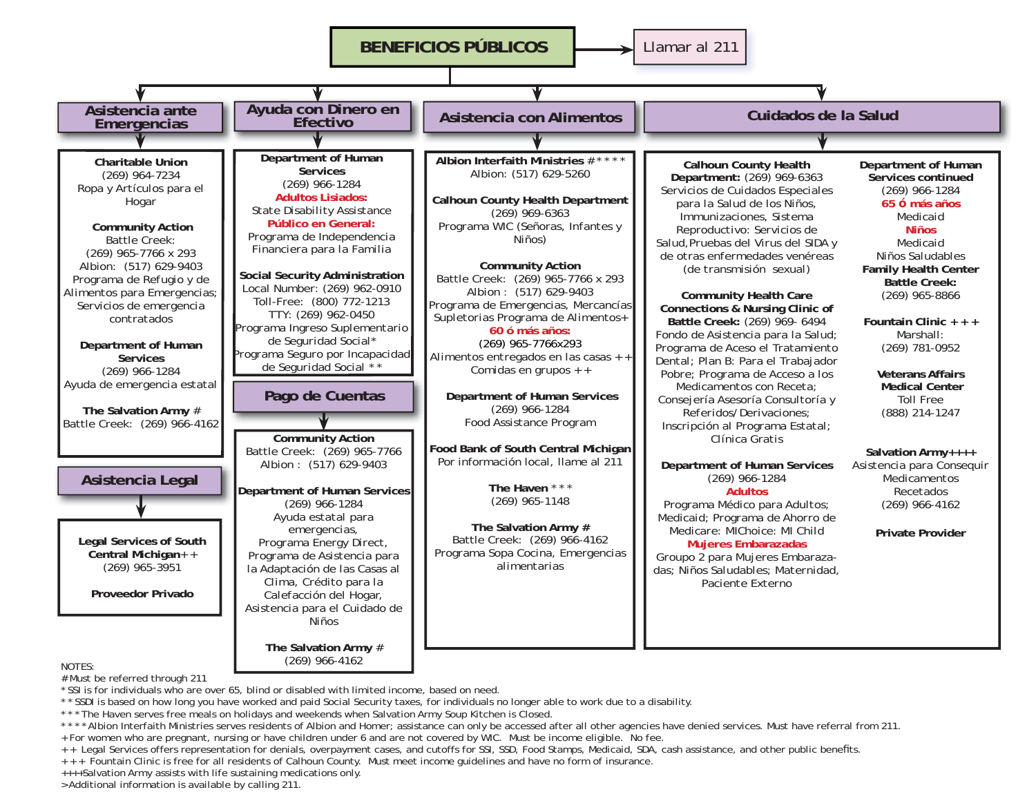# BENEFICIOS PÚBLICOS

Llamar al 211

## Asistencia ante Emergencias

**Charitable Union**
(269) 964-7234
Ropa y Artículos para el Hogar

**Community Action**
Battle Creek:
(269) 965-7766 x 293
Albion: (517) 629-9403
Programa de Refugio y de Alimentos para Emergencias; Servicios de emergencia contratados

**Department of Human Services**
(269) 966-1284
Ayuda de emergencia estatal

**The Salvation Army #**
Battle Creek: (269) 966-4162

## Asistencia Legal

**Legal Services of South Central Michigan++**
(269) 965-3951

**Proveedor Privado**

## Ayuda con Dinero en Efectivo

**Department of Human Services**
(269) 966-1284
**Adultos Lisiados:**
State Disability Assistance
**Público en General:**
Programa de Independencia Financiera para la Familia

**Social Security Administration**
Local Number: (269) 962-0910
Toll-Free: (800) 772-1213
TTY: (269) 962-0450
Programa Ingreso Suplementario de Seguridad Social*
Programa Seguro por Incapacidad de Seguridad Social **

## Pago de Cuentas

**Community Action**
Battle Creek: (269) 965-7766
Albion : (517) 629-9403

**Department of Human Services**
(269) 966-1284
Ayuda estatal para emergencias,
Programa Energy Direct,
Programa de Asistencia para la Adaptación de las Casas al Clima, Crédito para la Calefacción del Hogar,
Asistencia para el Cuidado de Niños

**The Salvation Army #**
(269) 966-4162

## Asistencia con Alimentos

**Albion Interfaith Ministries** ****
Albion: (517) 629-5260

**Calhoun County Health Department**
(269) 969-6363
Programa WIC (Señoras, Infantes y Niños)

**Community Action**
Battle Creek: (269) 965-7766 x 293
Albion : (517) 629-9403
Programa de Emergencias, Mercancías Supletorias Programa de Alimentos+
**60 ó más años:**
(269) 965-7766x293
Alimentos entregados en las casas ++
Comidas en grupos ++

**Department of Human Services**
(269) 966-1284
Food Assistance Program

**Food Bank of South Central Michigan**
Por información local, llame al 211

**The Haven** ***
(269) 965-1148

**The Salvation Army #**
Battle Creek: (269) 966-4162
Programa Sopa Cocina, Emergencias alimentarias

## Cuidados de la Salud

**Calhoun County Health Department:** (269) 969-6363
Servicios de Cuidados Especiales para la Salud de los Niños, Immunizaciones, Sistema Reproductivo: Servicios de Salud, Pruebas del Virus del SIDA y de otras enfermedades venéreas (de transmisión sexual)

**Community Health Care Connections & Nursing Clinic of Battle Creek:** (269) 969- 6494
Fondo de Asistencia para la Salud; Programa de Aceso el Tratamiento Dental; Plan B: Para el Trabajador Pobre; Programa de Acceso a los Medicamentos con Receta; Consejería Asesoría Consultoría y Referidos/ Derivaciones; Inscripción al Programa Estatal; Clínica Gratis

**Department of Human Services**
(269) 966-1284
**Adultos**
Programa Médico para Adultos; Medicaid; Programa de Ahorro de Medicare: MIChoice: MI Child
**Mujeres Embarazadas**
Groupo 2 para Mujeres Embarazadas; Niños Saludables; Maternidad, Paciente Externo

**Department of Human Services continued**
(269) 966-1284
**65 ó más años**
Medicaid
**Niños**
Medicaid
Niños Saludables

**Family Health Center Battle Creek:**
(269) 965-8866

**Fountain Clinic +++**
Marshall:
(269) 781-0952

**Veterans Affairs Medical Center**
Toll Free
(888) 214-1247

**Salvation Army++++**
Asistencia para Consequir Medicamentos Recetados
(269) 966-4162

**Private Provider**

NOTES:
#Must be referred through 211
*SSI is for individuals who are over 65, blind or disabled with limited income, based on need.
**SSDI is based on how long you have worked and paid Social Security taxes, for individuals no longer able to work due to a disability.
***The Haven serves free meals on holidays and weekends when Salvation Army Soup Kitchen is Closed.
****Albion Interfaith Ministries serves residents of Albion and Homer; assistance can only be accessed after all other agencies have denied services. Must have referral from 211.
+For women who are pregnant, nursing or have children under 6 and are not covered by WIC. Must be income eligible. No fee.
++ Legal Services offers representation for denials, overpayment cases, and cutoffs for SSI, SSD, Food Stamps, Medicaid, SDA, cash assistance, and other public benefits.
+++ Fountain Clinic is free for all residents of Calhoun County. Must meet income guidelines and have no form of insurance.
++++Salvation Army assists with life sustaining medications only.
>Additional information is available by calling 211.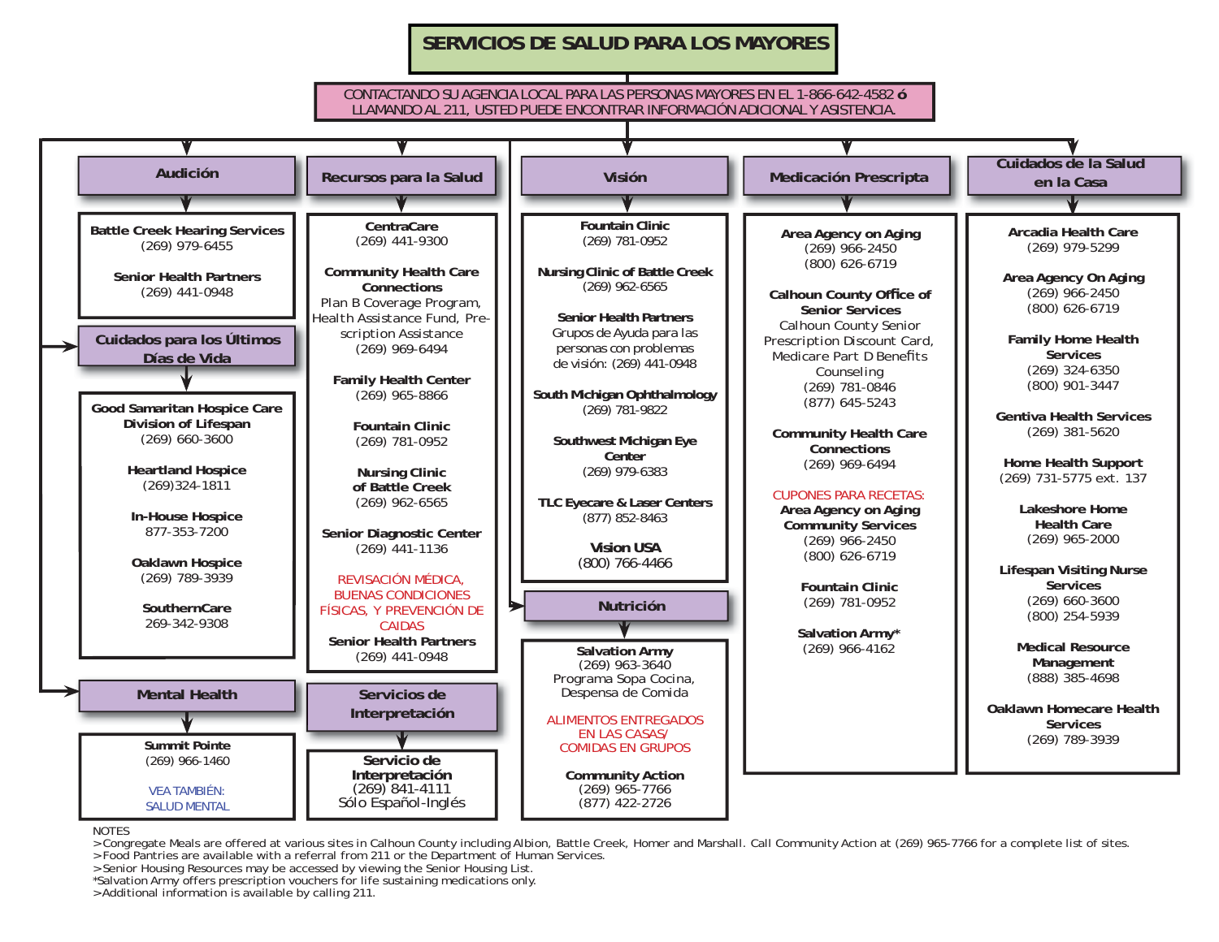# SERVICIOS DE SALUD PARA LOS MAYORES

CONTACTANDO SU AGENCIA LOCAL PARA LAS PERSONAS MAYORES EN EL 1-866-642-4582 **ó** LLAMANDO AL 211, USTED PUEDE ENCONTRAR INFORMACIÓN ADICIONAL Y ASISTENCIA.

## Audición

**Battle Creek Hearing Services**
(269) 979-6455

**Senior Health Partners**
(269) 441-0948

## Cuidados para los Últimos Días de Vida

**Good Samaritan Hospice Care Division of Lifespan**
(269) 660-3600

**Heartland Hospice**
(269)324-1811

**In-House Hospice**
877-353-7200

**Oaklawn Hospice**
(269) 789-3939

**SouthernCare**
269-342-9308

## Mental Health

**Summit Pointe**
(269) 966-1460

VEA TAMBIÉN:
SALUD MENTAL

## Recursos para la Salud

**CentraCare**
(269) 441-9300

**Community Health Care Connections**
Plan B Coverage Program, Health Assistance Fund, Prescription Assistance
(269) 969-6494

**Family Health Center**
(269) 965-8866

**Fountain Clinic**
(269) 781-0952

**Nursing Clinic of Battle Creek**
(269) 962-6565

**Senior Diagnostic Center**
(269) 441-1136

REVISACIÓN MÉDICA, BUENAS CONDICIONES FÍSICAS, Y PREVENCIÓN DE CAIDAS
**Senior Health Partners**
(269) 441-0948

## Servicios de Interpretación

**Servicio de Interpretación**
(269) 841-4111
Sólo Español-Inglés

## Visión

**Fountain Clinic**
(269) 781-0952

**Nursing Clinic of Battle Creek**
(269) 962-6565

**Senior Health Partners**
Grupos de Ayuda para las personas con problemas de visión: (269) 441-0948

**South Michigan Ophthalmology**
(269) 781-9822

**Southwest Michigan Eye Center**
(269) 979-6383

**TLC Eyecare & Laser Centers**
(877) 852-8463

**Vision USA**
(800) 766-4466

## Nutrición

**Salvation Army**
(269) 963-3640
Programa Sopa Cocina, Despensa de Comida

ALIMENTOS ENTREGADOS EN LAS CASAS/ COMIDAS EN GRUPOS

**Community Action**
(269) 965-7766
(877) 422-2726

## Medicación Prescripta

**Area Agency on Aging**
(269) 966-2450
(800) 626-6719

**Calhoun County Office of Senior Services**
Calhoun County Senior Prescription Discount Card, Medicare Part D Benefits Counseling
(269) 781-0846
(877) 645-5243

**Community Health Care Connections**
(269) 969-6494

CUPONES PARA RECETAS:
**Area Agency on Aging Community Services**
(269) 966-2450
(800) 626-6719

**Fountain Clinic**
(269) 781-0952

**Salvation Army***
(269) 966-4162

## Cuidados de la Salud en la Casa

**Arcadia Health Care**
(269) 979-5299

**Area Agency On Aging**
(269) 966-2450
(800) 626-6719

**Family Home Health Services**
(269) 324-6350
(800) 901-3447

**Gentiva Health Services**
(269) 381-5620

**Home Health Support**
(269) 731-5775 ext. 137

**Lakeshore Home Health Care**
(269) 965-2000

**Lifespan Visiting Nurse Services**
(269) 660-3600
(800) 254-5939

**Medical Resource Management**
(888) 385-4698

**Oaklawn Homecare Health Services**
(269) 789-3939

NOTES
>Congregate Meals are offered at various sites in Calhoun County including Albion, Battle Creek, Homer and Marshall. Call Community Action at (269) 965-7766 for a complete list of sites.
>Food Pantries are available with a referral from 211 or the Department of Human Services.
>Senior Housing Resources may be accessed by viewing the Senior Housing List.
*Salvation Army offers prescription vouchers for life sustaining medications only.
>Additional information is available by calling 211.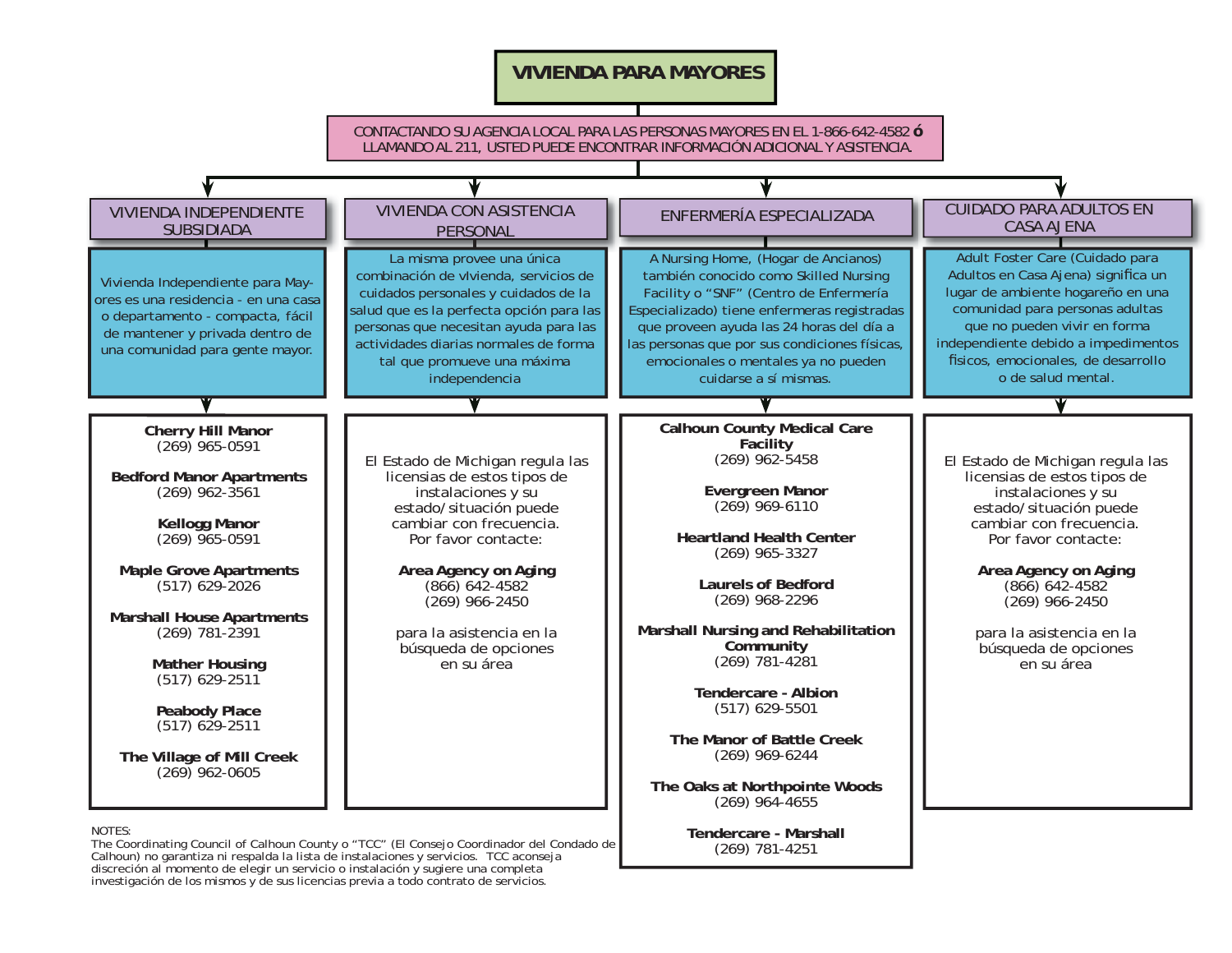# VIVIENDA PARA MAYORES

CONTACTANDO SU AGENCIA LOCAL PARA LAS PERSONAS MAYORES EN EL 1-866-642-4582 **ó** LLAMANDO AL 211, USTED PUEDE ENCONTRAR INFORMACIÓN ADICIONAL Y ASISTENCIA.

## VIVIENDA INDEPENDIENTE SUBSIDIADA

Vivienda Independiente para Mayores es una residencia - en una casa o departamento - compacta, fácil de mantener y privada dentro de una comunidad para gente mayor.

**Cherry Hill Manor**
(269) 965-0591

**Bedford Manor Apartments**
(269) 962-3561

**Kellogg Manor**
(269) 965-0591

**Maple Grove Apartments**
(517) 629-2026

**Marshall House Apartments**
(269) 781-2391

**Mather Housing**
(517) 629-2511

**Peabody Place**
(517) 629-2511

**The Village of Mill Creek**
(269) 962-0605

## VIVIENDA CON ASISTENCIA PERSONAL

La misma provee una única combinación de vivienda, servicios de cuidados personales y cuidados de la salud que es la perfecta opción para las personas que necesitan ayuda para las actividades diarias normales de forma tal que promueve una máxima independencia

El Estado de Michigan regula las licensias de estos tipos de instalaciones y su estado/situación puede cambiar con frecuencia. Por favor contacte:

**Area Agency on Aging**
(866) 642-4582
(269) 966-2450

para la asistencia en la búsqueda de opciones en su área

## ENFERMERÍA ESPECIALIZADA

A Nursing Home, (Hogar de Ancianos) también conocido como Skilled Nursing Facility o "SNF" (Centro de Enfermería Especializado) tiene enfermeras registradas que proveen ayuda las 24 horas del día a las personas que por sus condiciones físicas, emocionales o mentales ya no pueden cuidarse a sí mismas.

**Calhoun County Medical Care Facility**
(269) 962-5458

**Evergreen Manor**
(269) 969-6110

**Heartland Health Center**
(269) 965-3327

**Laurels of Bedford**
(269) 968-2296

**Marshall Nursing and Rehabilitation Community**
(269) 781-4281

**Tendercare - Albion**
(517) 629-5501

**The Manor of Battle Creek**
(269) 969-6244

**The Oaks at Northpointe Woods**
(269) 964-4655

**Tendercare - Marshall**
(269) 781-4251

## CUIDADO PARA ADULTOS EN CASA AJENA

Adult Foster Care (Cuidado para Adultos en Casa Ajena) significa un lugar de ambiente hogareño en una comunidad para personas adultas que no pueden vivir en forma independiente debido a impedimentos físicos, emocionales, de desarrollo o de salud mental.

El Estado de Michigan regula las licensias de estos tipos de instalaciones y su estado/situación puede cambiar con frecuencia. Por favor contacte:

**Area Agency on Aging**
(866) 642-4582
(269) 966-2450

para la asistencia en la búsqueda de opciones en su área

NOTES:
The Coordinating Council of Calhoun County o "TCC" (El Consejo Coordinador del Condado de Calhoun) no garantiza ni respalda la lista de instalaciones y servicios. TCC aconseja discreción al momento de elegir un servicio o instalación y sugiere una completa investigación de los mismos y de sus licencias previa a todo contrato de servicios.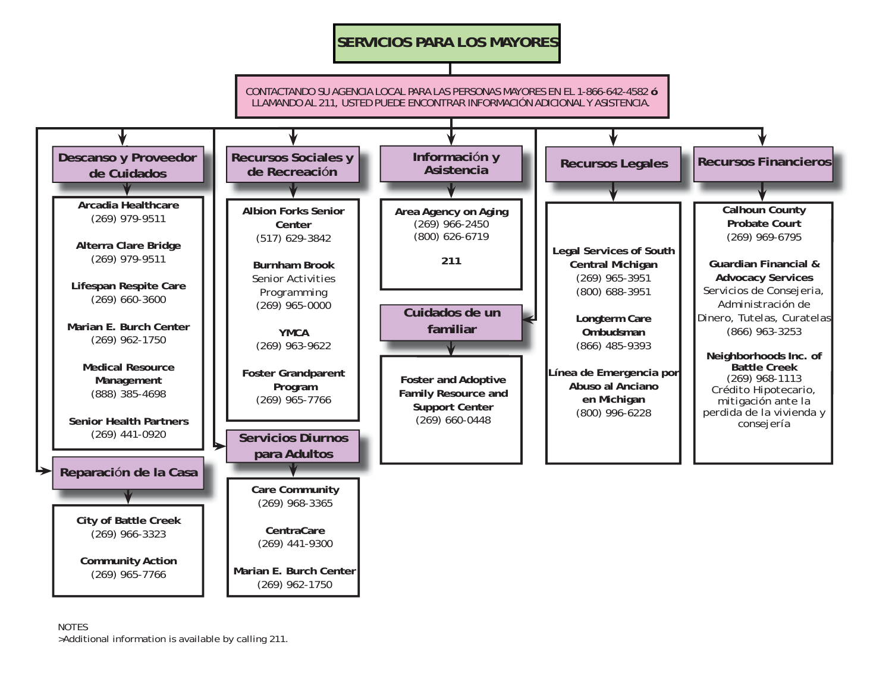# SERVICIOS PARA LOS MAYORES

CONTACTANDO SU AGENCIA LOCAL PARA LAS PERSONAS MAYORES EN EL 1-866-642-4582 **ó** LLAMANDO AL 211, USTED PUEDE ENCONTRAR INFORMACIÓN ADICIONAL Y ASISTENCIA.

## Descanso y Proveedor de Cuidados

**Arcadia Healthcare**
(269) 979-9511

**Alterra Clare Bridge**
(269) 979-9511

**Lifespan Respite Care**
(269) 660-3600

**Marian E. Burch Center**
(269) 962-1750

**Medical Resource Management**
(888) 385-4698

**Senior Health Partners**
(269) 441-0920

## Reparación de la Casa

**City of Battle Creek**
(269) 966-3323

**Community Action**
(269) 965-7766

## Recursos Sociales y de Recreación

**Albion Forks Senior Center**
(517) 629-3842

**Burnham Brook**
Senior Activities Programming
(269) 965-0000

**YMCA**
(269) 963-9622

**Foster Grandparent Program**
(269) 965-7766

## Servicios Diurnos para Adultos

**Care Community**
(269) 968-3365

**CentraCare**
(269) 441-9300

**Marian E. Burch Center**
(269) 962-1750

## Información y Asistencia

**Area Agency on Aging**
(269) 966-2450
(800) 626-6719

**211**

## Cuidados de un familiar

**Foster and Adoptive Family Resource and Support Center**
(269) 660-0448

## Recursos Legales

**Legal Services of South Central Michigan**
(269) 965-3951
(800) 688-3951

**Longterm Care Ombudsman**
(866) 485-9393

**Línea de Emergencia por Abuso al Anciano en Michigan**
(800) 996-6228

## Recursos Financieros

**Calhoun County Probate Court**
(269) 969-6795

**Guardian Financial & Advocacy Services**
Servicios de Consejeria, Administración de Dinero, Tutelas, Curatelas
(866) 963-3253

**Neighborhoods Inc. of Battle Creek**
(269) 968-1113
Crédito Hipotecario, mitigación ante la perdida de la vivienda y consejería

NOTES
>Additional information is available by calling 211.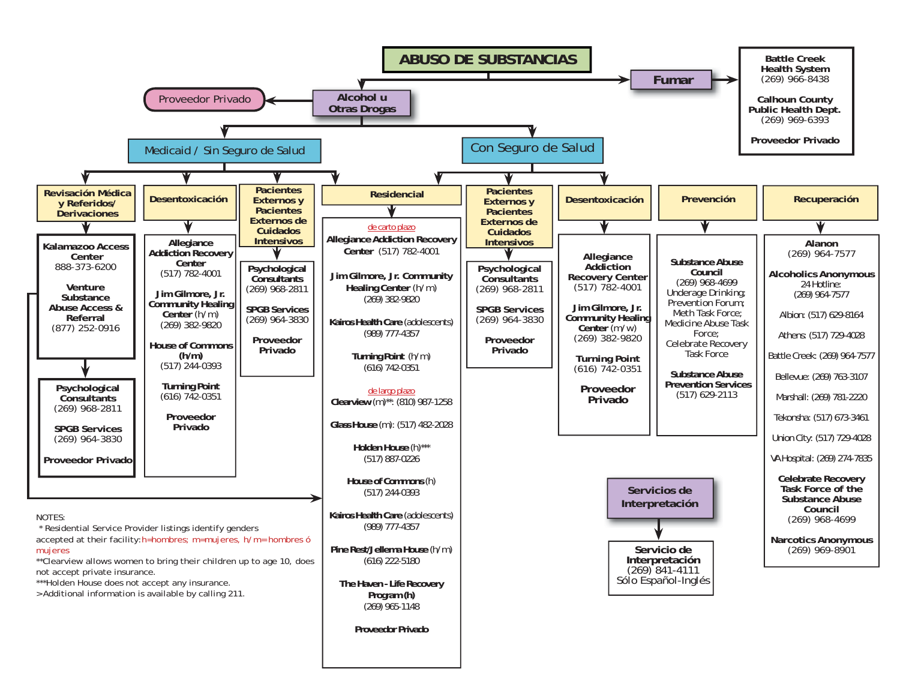# ABUSO DE SUBSTANCIAS

## Fumar

**Battle Creek Health System**
(269) 966-8438

**Calhoun County Public Health Dept.**
(269) 969-6393

**Proveedor Privado**

## Alcohol u Otras Drogas

Proveedor Privado

### Medicaid / Sin Seguro de Salud

#### Revisación Médica y Referidos/ Derivaciones

**Kalamazoo Access Center**
888-373-6200

**Venture Substance Abuse Access & Referral**
(877) 252-0916

**Psychological Consultants**
(269) 968-2811

**SPGB Services**
(269) 964-3830

**Proveedor Privado**

#### Desentoxicación

**Allegiance Addiction Recovery Center**
(517) 782-4001

**Jim Gilmore, Jr. Community Healing Center** (h/m)
(269) 382-9820

**House of Commons (h/m)**
(517) 244-0393

**Turning Point**
(616) 742-0351

**Proveedor Privado**

#### Pacientes Externos y Pacientes Externos de Cuidados Intensivos

**Psychological Consultants**
(269) 968-2811

**SPGB Services**
(269) 964-3830

**Proveedor Privado**

#### Residencial

de carto plazo

**Allegiance Addiction Recovery Center** (517) 782-4001

**Jim Gilmore, Jr. Community Healing Center** (h/m)
(269) 382-9820

**Kairos Health Care** (adolescents)
(989) 777-4357

**Turning Point** (h/m)
(616) 742-0351

de largo plazo

**Clearview** (m)**: (810) 987-1258

**Glass House** (m): (517) 482-2028

**Holden House** (h)***
(517) 887-0226

**House of Commons** (h)
(517) 244-0393

**Kairos Health Care** (adolescents)
(989) 777-4357

**Pine Rest/Jellema House** (h/m)
(616) 222-5180

**The Haven - Life Recovery Program (h)**
(269) 965-1148

**Proveedor Privado**

### Con Seguro de Salud

#### Pacientes Externos y Pacientes Externos de Cuidados Intensivos

**Psychological Consultants**
(269) 968-2811

**SPGB Services**
(269) 964-3830

**Proveedor Privado**

#### Desentoxicación

**Allegiance Addiction Recovery Center**
(517) 782-4001

**Jim Gilmore, Jr. Community Healing Center** (m/w)
(269) 382-9820

**Turning Point**
(616) 742-0351

**Proveedor Privado**

#### Prevención

**Substance Abuse Council**
(269) 968-4699
Underage Drinking;
Prevention Forum;
Meth Task Force;
Medicine Abuse Task Force;
Celebrate Recovery Task Force

**Substance Abuse Prevention Services**
(517) 629-2113

#### Recuperación

**Alanon**
(269) 964-7577

**Alcoholics Anonymous**
24 Hotline:
(269) 964-7577

Albion: (517) 629-8164

Athens: (517) 729-4028

Battle Creek: (269) 964-7577

Bellevue: (269) 763-3107

Marshall: (269) 781-2220

Tekonsha: (517) 673-3461

Union City: (517) 729-4028

VA Hospital: (269) 274-7835

**Celebrate Recovery Task Force of the Substance Abuse Council**
(269) 968-4699

**Narcotics Anonymous**
(269) 969-8901

## Servicios de Interpretación

**Servicio de Interpretación**
(269) 841-4111
Sólo Español-Inglés

NOTES:
* Residential Service Provider listings identify genders accepted at their facility: h=hombres; m=mujeres, h/m=hombres ó mujeres
**Clearview allows women to bring their children up to age 10, does not accept private insurance.
***Holden House does not accept any insurance.
>Additional information is available by calling 211.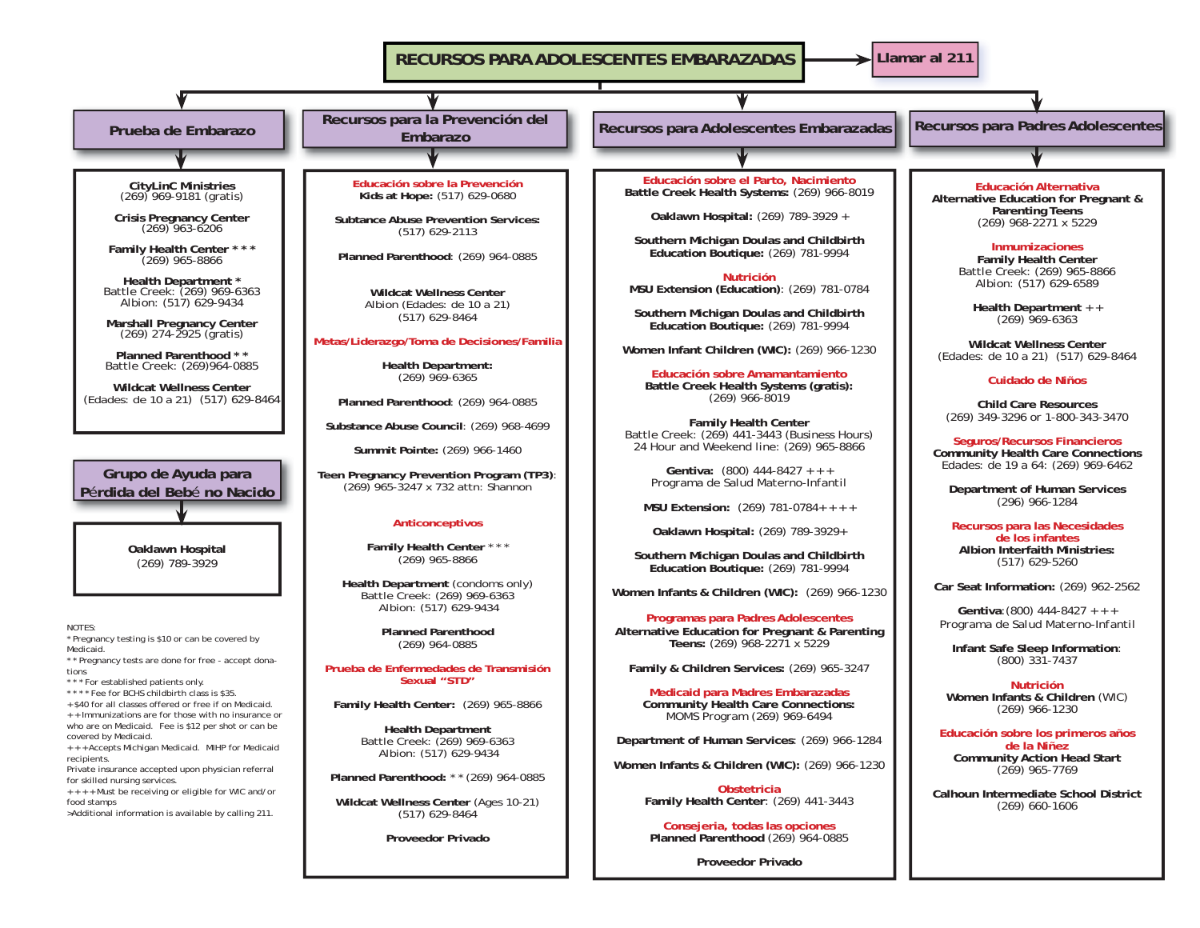# RECURSOS PARA ADOLESCENTES EMBARAZADAS

**Llamar al 211**

## Prueba de Embarazo

**CityLinC Ministries**
(269) 969-9181 (gratis)

**Crisis Pregnancy Center**
(269) 963-6206

**Family Health Center * * ***
(269) 965-8866

**Health Department ***
Battle Creek: (269) 969-6363
Albion: (517) 629-9434

**Marshall Pregnancy Center**
(269) 274-2925 (gratis)

**Planned Parenthood * ***
Battle Creek: (269)964-0885

**Wildcat Wellness Center**
(Edades: de 10 a 21) (517) 629-8464

## Grupo de Ayuda para Pérdida del Bebé no Nacido

**Oaklawn Hospital**
(269) 789-3929

NOTES:
* Pregnancy testing is $10 or can be covered by Medicaid.
* * Pregnancy tests are done for free - accept donations
* * * For established patients only.
* * * * Fee for BCHS childbirth class is $35.
+$40 for all classes offered or free if on Medicaid.
++Immunizations are for those with no insurance or who are on Medicaid. Fee is $12 per shot or can be covered by Medicaid.
+++Accepts Michigan Medicaid. MIHP for Medicaid recipients.
Private insurance accepted upon physician referral for skilled nursing services.
++++Must be receiving or eligible for WIC and/or food stamps
>Additional information is available by calling 211.

## Recursos para la Prevención del Embarazo

**Educación sobre la Prevención**

**Kids at Hope:** (517) 629-0680

**Subtance Abuse Prevention Services:**
(517) 629-2113

**Planned Parenthood**: (269) 964-0885

**Wildcat Wellness Center**
Albion (Edades: de 10 a 21)
(517) 629-8464

**Metas/Liderazgo/Toma de Decisiones/Familia**

**Health Department:**
(269) 969-6365

**Planned Parenthood**: (269) 964-0885

**Substance Abuse Council**: (269) 968-4699

**Summit Pointe:** (269) 966-1460

**Teen Pregnancy Prevention Program (TP3)**:
(269) 965-3247 x 732 attn: Shannon

**Anticonceptivos**

**Family Health Center * * ***
(269) 965-8866

**Health Department** (condoms only)
Battle Creek: (269) 969-6363
Albion: (517) 629-9434

**Planned Parenthood**
(269) 964-0885

**Prueba de Enfermedades de Transmisión Sexual "STD"**

**Family Health Center:** (269) 965-8866

**Health Department**
Battle Creek: (269) 969-6363
Albion: (517) 629-9434

**Planned Parenthood:** * * (269) 964-0885

**Wildcat Wellness Center** (Ages 10-21)
(517) 629-8464

**Proveedor Privado**

## Recursos para Adolescentes Embarazadas

**Educación sobre el Parto, Nacimiento**

**Battle Creek Health Systems:** (269) 966-8019

**Oaklawn Hospital:** (269) 789-3929 +

**Southern Michigan Doulas and Childbirth Education Boutique:** (269) 781-9994

**Nutrición**

**MSU Extension (Education)**: (269) 781-0784

**Southern Michigan Doulas and Childbirth Education Boutique:** (269) 781-9994

**Women Infant Children (WIC):** (269) 966-1230

**Educación sobre Amamantamiento**

**Battle Creek Health Systems (gratis):**
(269) 966-8019

**Family Health Center**
Battle Creek: (269) 441-3443 (Business Hours)
24 Hour and Weekend line: (269) 965-8866

**Gentiva:** (800) 444-8427 +++
Programa de Salud Materno-Infantil

**MSU Extension:** (269) 781-0784++++

**Oaklawn Hospital:** (269) 789-3929+

**Southern Michigan Doulas and Childbirth Education Boutique:** (269) 781-9994

**Women Infants & Children (WIC):** (269) 966-1230

**Programas para Padres Adolescentes**

**Alternative Education for Pregnant & Parenting Teens:** (269) 968-2271 x 5229

**Family & Children Services:** (269) 965-3247

**Medicaid para Madres Embarazadas**

**Community Health Care Connections:**
MOMS Program (269) 969-6494

**Department of Human Services**: (269) 966-1284

**Women Infants & Children (WIC):** (269) 966-1230

**Obstetricia**

**Family Health Center**: (269) 441-3443

**Consejeria, todas las opciones**

**Planned Parenthood** (269) 964-0885

**Proveedor Privado**

## Recursos para Padres Adolescentes

**Educación Alternativa**

**Alternative Education for Pregnant & Parenting Teens**
(269) 968-2271 x 5229

**Inmunizaciones**

**Family Health Center**
Battle Creek: (269) 965-8866
Albion: (517) 629-6589

**Health Department ++**
(269) 969-6363

**Wildcat Wellness Center**
(Edades: de 10 a 21) (517) 629-8464

**Cuidado de Niños**

**Child Care Resources**
(269) 349-3296 or 1-800-343-3470

**Seguros/Recursos Financieros**

**Community Health Care Connections**
Edades: de 19 a 64: (269) 969-6462

**Department of Human Services**
(296) 966-1284

**Recursos para las Necesidades de los infantes**

**Albion Interfaith Ministries:**
(517) 629-5260

**Car Seat Information:** (269) 962-2562

**Gentiva**:(800) 444-8427 +++
Programa de Salud Materno-Infantil

**Infant Safe Sleep Information**:
(800) 331-7437

**Nutrición**

**Women Infants & Children** (WIC)
(269) 966-1230

**Educación sobre los primeros años de la Niñez**

**Community Action Head Start**
(269) 965-7769

**Calhoun Intermediate School District**
(269) 660-1606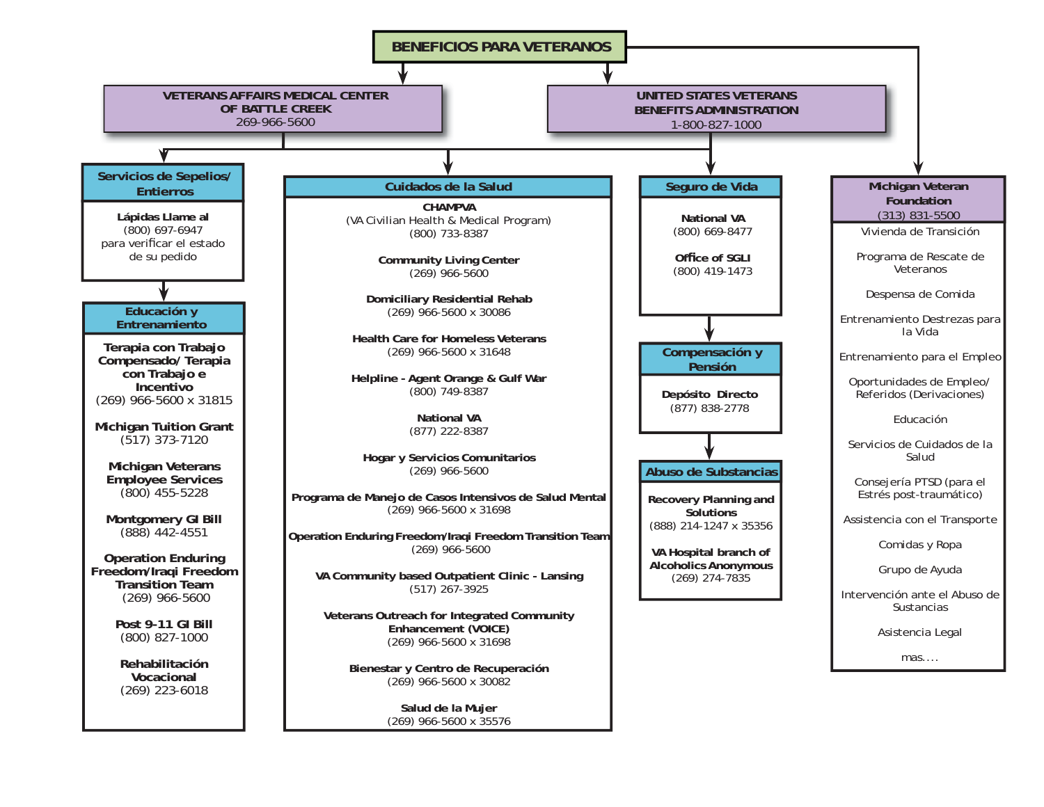# BENEFICIOS PARA VETERANOS

## VETERANS AFFAIRS MEDICAL CENTER OF BATTLE CREEK
269-966-5600

## UNITED STATES VETERANS BENEFITS ADMINISTRATION
1-800-827-1000

### Servicios de Sepelios/ Entierros

**Lápidas Llame al**
(800) 697-6947
para verificar el estado de su pedido

### Educación y Entrenamiento

**Terapia con Trabajo Compensado/ Terapia con Trabajo e Incentivo**
(269) 966-5600 x 31815

**Michigan Tuition Grant**
(517) 373-7120

**Michigan Veterans Employee Services**
(800) 455-5228

**Montgomery GI Bill**
(888) 442-4551

**Operation Enduring Freedom/Iraqi Freedom Transition Team**
(269) 966-5600

**Post 9-11 GI Bill**
(800) 827-1000

**Rehabilitación Vocacional**
(269) 223-6018

### Cuidados de la Salud

**CHAMPVA**
(VA Civilian Health & Medical Program)
(800) 733-8387

**Community Living Center**
(269) 966-5600

**Domiciliary Residential Rehab**
(269) 966-5600 x 30086

**Health Care for Homeless Veterans**
(269) 966-5600 x 31648

**Helpline - Agent Orange & Gulf War**
(800) 749-8387

**National VA**
(877) 222-8387

**Hogar y Servicios Comunitarios**
(269) 966-5600

**Programa de Manejo de Casos Intensivos de Salud Mental**
(269) 966-5600 x 31698

**Operation Enduring Freedom/Iraqi Freedom Transition Team**
(269) 966-5600

**VA Community based Outpatient Clinic - Lansing**
(517) 267-3925

**Veterans Outreach for Integrated Community Enhancement (VOICE)**
(269) 966-5600 x 31698

**Bienestar y Centro de Recuperación**
(269) 966-5600 x 30082

**Salud de la Mujer**
(269) 966-5600 x 35576

### Seguro de Vida

**National VA**
(800) 669-8477

**Office of SGLI**
(800) 419-1473

### Compensación y Pensión

**Depósito Directo**
(877) 838-2778

### Abuso de Substancias

**Recovery Planning and Solutions**
(888) 214-1247 x 35356

**VA Hospital branch of Alcoholics Anonymous**
(269) 274-7835

### Michigan Veteran Foundation
(313) 831-5500

- Vivienda de Transición
- Programa de Rescate de Veteranos
- Despensa de Comida
- Entrenamiento Destrezas para la Vida
- Entrenamiento para el Empleo
- Oportunidades de Empleo/ Referidos (Derivaciones)
- Educación
- Servicios de Cuidados de la Salud
- Consejería PTSD (para el Estrés post-traumático)
- Asistencia con el Transporte
- Comidas y Ropa
- Grupo de Ayuda
- Intervención ante el Abuso de Sustancias
- Asistencia Legal
- mas. . . .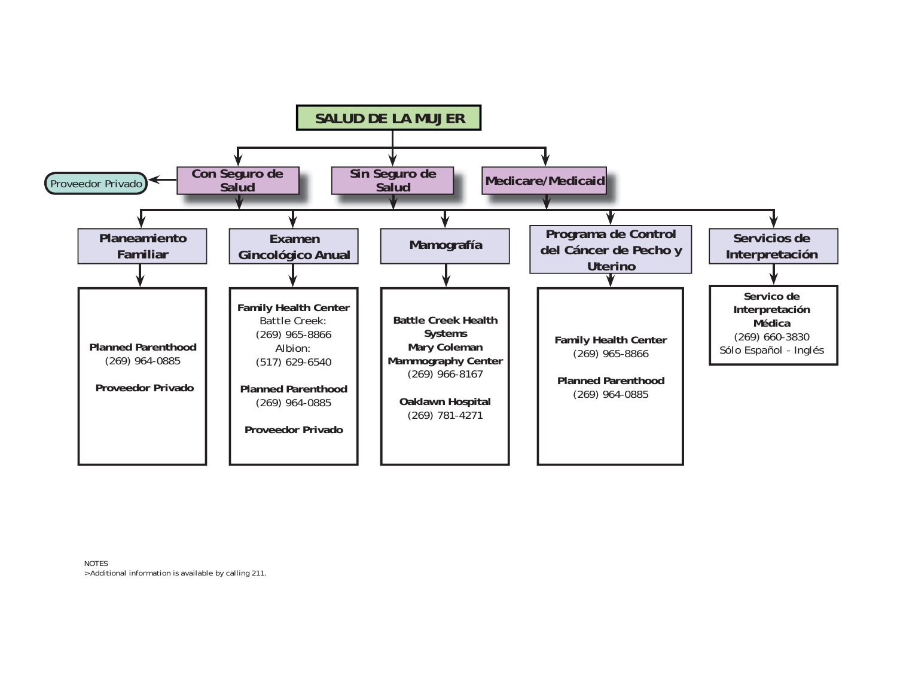# SALUD DE LA MUJER

- **Con Seguro de Salud** → Proveedor Privado
- **Sin Seguro de Salud**
- **Medicare/Medicaid**

## Planeamiento Familiar

**Planned Parenthood**
(269) 964-0885

**Proveedor Privado**

## Examen Gincológico Anual

**Family Health Center**
Battle Creek:
(269) 965-8866
Albion:
(517) 629-6540

**Planned Parenthood**
(269) 964-0885

**Proveedor Privado**

## Mamografía

**Battle Creek Health Systems**
**Mary Coleman Mammography Center**
(269) 966-8167

**Oaklawn Hospital**
(269) 781-4271

## Programa de Control del Cáncer de Pecho y Uterino

**Family Health Center**
(269) 965-8866

**Planned Parenthood**
(269) 964-0885

## Servicios de Interpretación

**Servico de Interpretación Médica**
(269) 660-3830
Sólo Español - Inglés

NOTES
>Additional information is available by calling 211.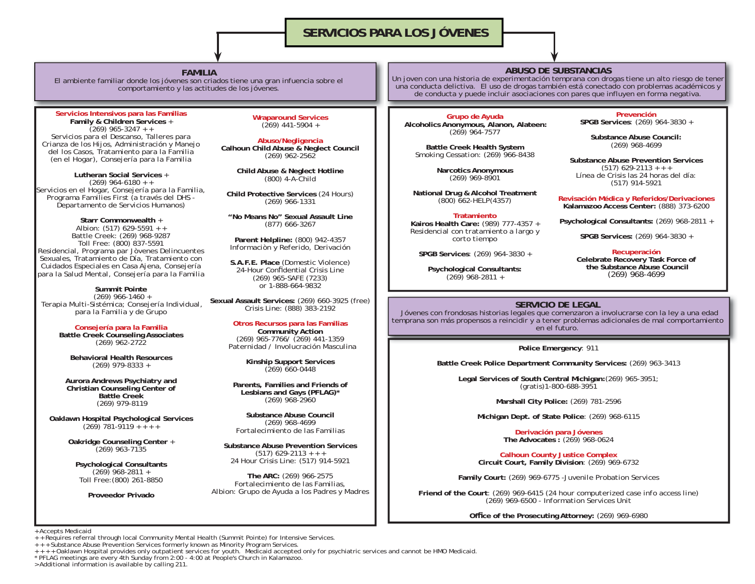# SERVICIOS PARA LOS JÓVENES

## FAMILIA

El ambiente familiar donde los jóvenes son criados tiene una gran infuencia sobre el comportamiento y las actitudes de los jóvenes.

### Servicios Intensivos para las Familias

**Family & Children Services** +
(269) 965-3247 ++
Servicios para el Descanso, Talleres para Crianza de los Hijos, Administración y Manejo del los Casos, Tratamiento para la Familia (en el Hogar), Consejería para la Familia

**Lutheran Social Services** +
(269) 964-6180 ++
Servicios en el Hogar, Consejería para la Familia, Programa Families First (a través del DHS - Departamento de Servicios Humanos)

**Starr Commonwealth** +
Albion: (517) 629-5591 ++
Battle Creek: (269) 968-9287
Toll Free: (800) 837-5591
Residencial, Programa par Jòvenes Delincuentes Sexuales, Tratamiento de Día, Tratamiento con Cuidados Especiales en Casa Ajena, Consejería para la Salud Mental, Consejería para la Familia

**Summit Pointe**
(269) 966-1460 +
Terapia Multi-Sistémica; Consejería Individual, para la Familia y de Grupo

### Consejería para la Familia

**Battle Creek Counseling Associates**
(269) 962-2722

**Behavioral Health Resources**
(269) 979-8333 +

**Aurora Andrews Psychiatry and Christian Counseling Center of Battle Creek**
(269) 979-8119

**Oaklawn Hospital Psychological Services**
(269) 781-9119 ++++

**Oakridge Counseling Center** +
(269) 963-7135

**Psychological Consultants**
(269) 968-2811 +
Toll Free:(800) 261-8850

**Proveedor Privado**

### Wraparound Services

(269) 441-5904 +

### Abuso/Negligencia

**Calhoun Child Abuse & Neglect Council**
(269) 962-2562

**Child Abuse & Neglect Hotline**
(800) 4-A-Child

**Child Protective Services** (24 Hours)
(269) 966-1331

**"No Means No" Sexual Assault Line**
(877) 666-3267

**Parent Helpline:** (800) 942-4357
Informaciòn y Referido, Derivación

**S.A.F.E. Place** (Domestic Violence)
24-Hour Confidential Crisis Line
(269) 965-SAFE (7233)
or 1-888-664-9832

**Sexual Assault Services:** (269) 660-3925 (free)
Crisis Line: (888) 383-2192

### Otros Recursos para las Familias

**Community Action**
(269) 965-7766/ (269) 441-1359
Paternidad / Involucración Masculina

**Kinship Support Services**
(269) 660-0448

**Parents, Families and Friends of Lesbians and Gays (PFLAG)***
(269) 968-2960

**Substance Abuse Council**
(269) 968-4699
Fortalecimiento de las Familias

**Substance Abuse Prevention Services**
(517) 629-2113 +++
24 Hour Crisis Line: (517) 914-5921

**The ARC:** (269) 966-2575
Fortalecimiento de las Familias,
Albion: Grupo de Ayuda a los Padres y Madres

## ABUSO DE SUBSTANCIAS

Un joven con una historia de experimentación temprana con drogas tiene un alto riesgo de tener una conducta delictiva. El uso de drogas también está conectado con problemas académicos y de conducta y puede incluir asociaciones con pares que influyen en forma negativa.

### Grupo de Ayuda

**Alcoholics Anonymous, Alanon, Alateen:**
(269) 964-7577

**Battle Creek Health System**
Smoking Cessation: (269) 966-8438

**Narcotics Anonymous**
(269) 969-8901

**National Drug & Alcohol Treatment**
(800) 662-HELP(4357)

### Tratamiento

**Kairos Health Care:** (989) 777-4357 +
Residencial con tratamiento a largo y corto tiempo

**SPGB Services**: (269) 964-3830 +

**Psychological Consultants:**
(269) 968-2811 +

### Prevención

**SPGB Services**: (269) 964-3830 +

**Substance Abuse Council:**
(269) 968-4699

**Substance Abuse Prevention Services**
(517) 629-2113 +++
Línea de Crisis las 24 horas del día:
(517) 914-5921

### Revisación Médica y Referidos/Derivaciones

**Kalamazoo Access Center:** (888) 373-6200

**Psychological Consultants:** (269) 968-2811 +

**SPGB Services:** (269) 964-3830 +

### Recuperación

**Celebrate Recovery Task Force of the Substance Abuse Council**
(269) 968-4699

## SERVICIO DE LEGAL

Jóvenes con frondosas historias legales que comenzaron a involucrarse con la ley a una edad temprana son más propensos a reincidir y a tener problemas adicionales de mal comportamiento en el futuro.

**Police Emergency**: 911

**Battle Creek Police Department Community Services:** (269) 963-3413

**Legal Services of South Central Michigan:**(269) 965-3951;
(gratis)1-800-688-3951

**Marshall City Police:** (269) 781-2596

**Michigan Dept. of State Police**: (269) 968-6115

### Derivación para Jóvenes

**The Advocates :** (269) 968-0624

### Calhoun County Justice Complex

**Circuit Court, Family Division**: (269) 969-6732

**Family Court:** (269) 969-6775 -Juvenile Probation Services

**Friend of the Court**: (269) 969-6415 (24 hour computerized case info access line)
(269) 969-6500 - Information Services Unit

**Office of the Prosecuting Attorney:** (269) 969-6980

---

+Accepts Medicaid
++Requires referral through local Community Mental Health (Summit Pointe) for Intensive Services.
+++Substance Abuse Prevention Services formerly known as Minority Program Services.
++++Oaklawn Hospital provides only outpatient services for youth. Medicaid accepted only for psychiatric services and cannot be HMO Medicaid.
* PFLAG meetings are every 4th Sunday from 2:00 - 4:00 at People's Church in Kalamazoo.
>Additional information is available by calling 211.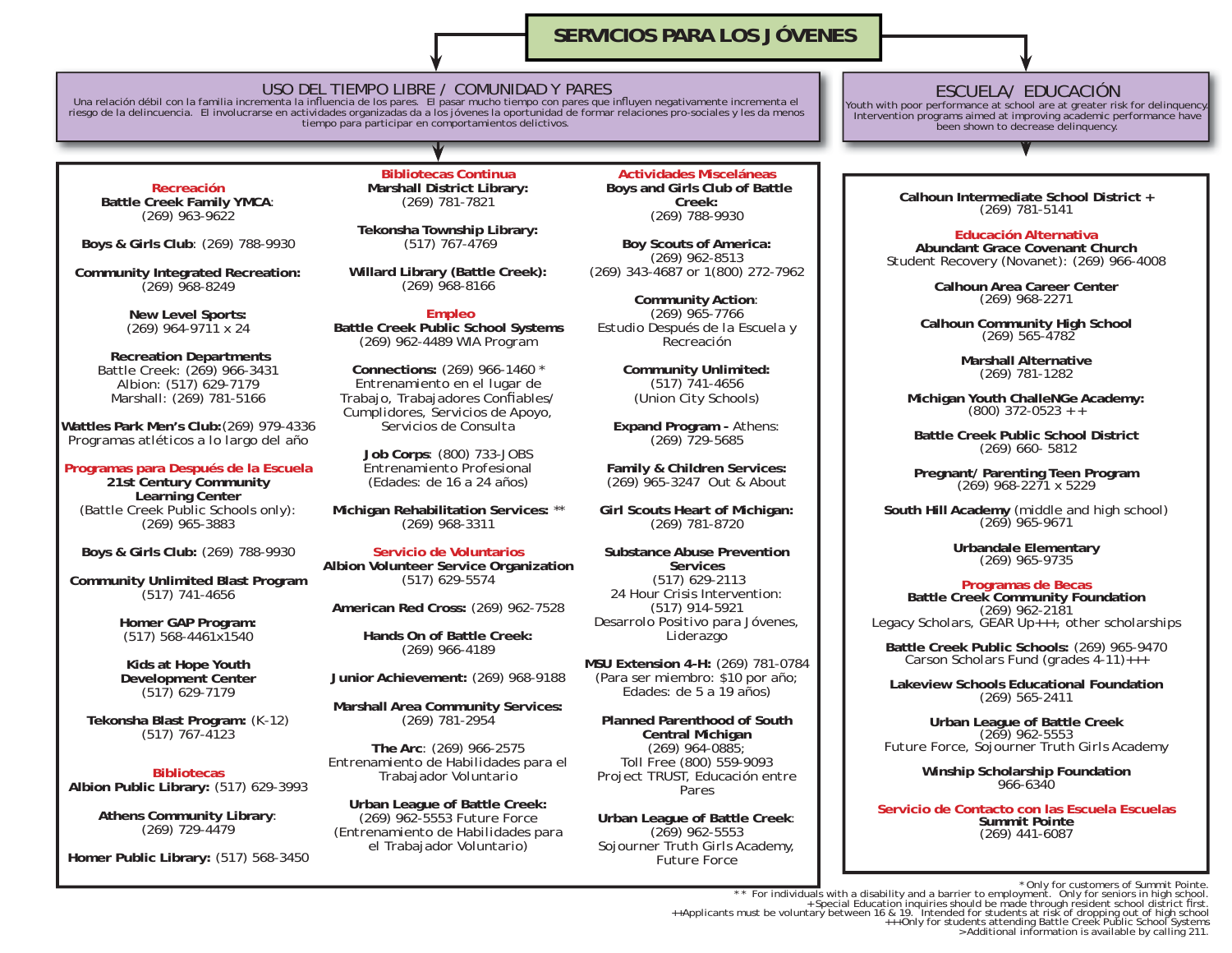# SERVICIOS PARA LOS JÓVENES

## USO DEL TIEMPO LIBRE / COMUNIDAD Y PARES

Una relación débil con la familia incrementa la influencia de los pares. El pasar mucho tiempo con pares que influyen negativamente incrementa el riesgo de la delincuencia. El involucrarse en actividades organizadas da a los jóvenes la oportunidad de formar relaciones pro-sociales y les da menos tiempo para participar en comportamientos delictivos.

### Recreación

**Battle Creek Family YMCA**: (269) 963-9622

**Boys & Girls Club**: (269) 788-9930

**Community Integrated Recreation:** (269) 968-8249

**New Level Sports:** (269) 964-9711 x 24

**Recreation Departments**
Battle Creek: (269) 966-3431
Albion: (517) 629-7179
Marshall: (269) 781-5166

**Wattles Park Men's Club:** (269) 979-4336
Programas atléticos a lo largo del año

### Programas para Después de la Escuela

**21st Century Community Learning Center**
(Battle Creek Public Schools only): (269) 965-3883

**Boys & Girls Club:** (269) 788-9930

**Community Unlimited Blast Program** (517) 741-4656

**Homer GAP Program:** (517) 568-4461x1540

**Kids at Hope Youth Development Center** (517) 629-7179

**Tekonsha Blast Program:** (K-12) (517) 767-4123

### Bibliotecas

**Albion Public Library:** (517) 629-3993

**Athens Community Library**: (269) 729-4479

**Homer Public Library:** (517) 568-3450

### Bibliotecas Continua

**Marshall District Library:** (269) 781-7821

**Tekonsha Township Library:** (517) 767-4769

**Willard Library (Battle Creek):** (269) 968-8166

### Empleo

**Battle Creek Public School Systems** (269) 962-4489 WIA Program

**Connections:** (269) 966-1460 *
Entrenamiento en el lugar de Trabajo, Trabajadores Confiables/Cumplidores, Servicios de Apoyo, Servicios de Consulta

**Job Corps**: (800) 733-JOBS
Entrenamiento Profesional (Edades: de 16 a 24 años)

**Michigan Rehabilitation Services:** ** (269) 968-3311

### Servicio de Voluntarios

**Albion Volunteer Service Organization** (517) 629-5574

**American Red Cross:** (269) 962-7528

**Hands On of Battle Creek:** (269) 966-4189

**Junior Achievement:** (269) 968-9188

**Marshall Area Community Services:** (269) 781-2954

**The Arc**: (269) 966-2575
Entrenamiento de Habilidades para el Trabajador Voluntario

**Urban League of Battle Creek:** (269) 962-5553 Future Force
(Entrenamiento de Habilidades para el Trabajador Voluntario)

### Actividades Misceláneas

**Boys and Girls Club of Battle Creek:** (269) 788-9930

**Boy Scouts of America:** (269) 962-8513
(269) 343-4687 or 1(800) 272-7962

**Community Action**: (269) 965-7766
Estudio Después de la Escuela y Recreación

**Community Unlimited:** (517) 741-4656 (Union City Schools)

**Expand Program -** Athens: (269) 729-5685

**Family & Children Services:** (269) 965-3247 Out & About

**Girl Scouts Heart of Michigan:** (269) 781-8720

**Substance Abuse Prevention Services** (517) 629-2113
24 Hour Crisis Intervention: (517) 914-5921
Desarrolo Positivo para Jóvenes, Liderazgo

**MSU Extension 4-H:** (269) 781-0784
(Para ser miembro: $10 por año; Edades: de 5 a 19 años)

**Planned Parenthood of South Central Michigan** (269) 964-0885;
Toll Free (800) 559-9093
Project TRUST, Educación entre Pares

**Urban League of Battle Creek**: (269) 962-5553
Sojourner Truth Girls Academy, Future Force

## ESCUELA/ EDUCACIÓN

Youth with poor performance at school are at greater risk for delinquency. Intervention programs aimed at improving academic performance have been shown to decrease delinquency.

**Calhoun Intermediate School District +** (269) 781-5141

### Educación Alternativa

**Abundant Grace Covenant Church**
Student Recovery (Novanet): (269) 966-4008

**Calhoun Area Career Center** (269) 968-2271

**Calhoun Community High School** (269) 565-4782

**Marshall Alternative** (269) 781-1282

**Michigan Youth ChalleNGe Academy:** (800) 372-0523 ++

**Battle Creek Public School District** (269) 660- 5812

**Pregnant/ Parenting Teen Program** (269) 968-2271 x 5229

**South Hill Academy** (middle and high school) (269) 965-9671

**Urbandale Elementary** (269) 965-9735

### Programas de Becas

**Battle Creek Community Foundation** (269) 962-2181
Legacy Scholars, GEAR Up+++, other scholarships

**Battle Creek Public Schools:** (269) 965-9470
Carson Scholars Fund (grades 4-11)+++

**Lakeview Schools Educational Foundation** (269) 565-2411

**Urban League of Battle Creek** (269) 962-5553
Future Force, Sojourner Truth Girls Academy

**Winship Scholarship Foundation** 966-6340

### Servicio de Contacto con las Escuela Escuelas

**Summit Pointe** (269) 441-6087

---

*Only for customers of Summit Pointe.
** For individuals with a disability and a barrier to employment. Only for seniors in high school.
+Special Education inquiries should be made through resident school district first.
++Applicants must be voluntary between 16 & 19. Intended for students at risk of dropping out of high school
+++Only for students attending Battle Creek Public School Systems
>Additional information is available by calling 211.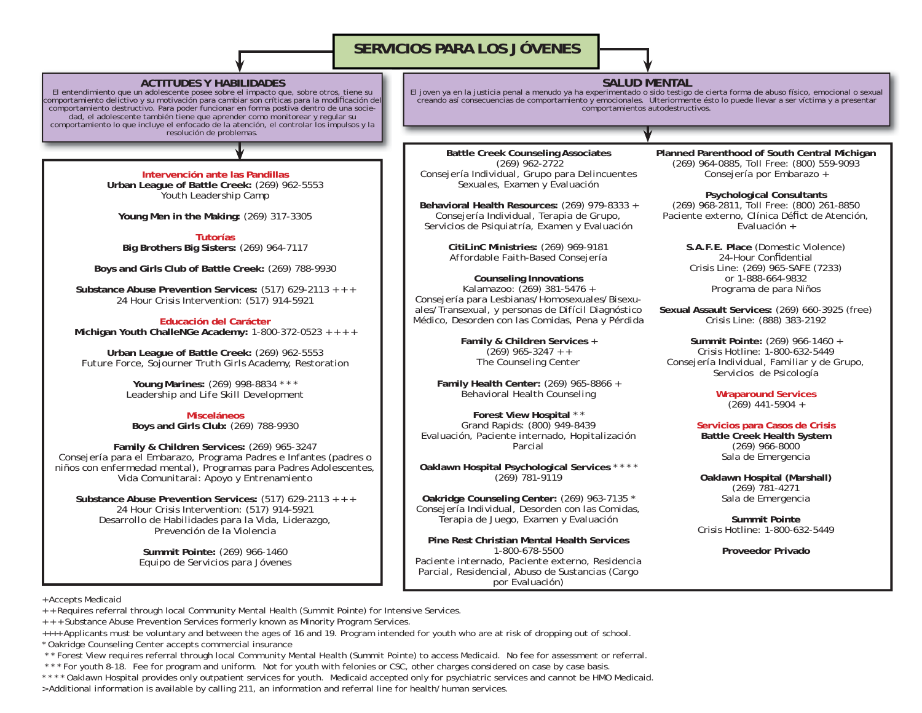# SERVICIOS PARA LOS JÓVENES

## ACTITUDES Y HABILIDADES

El entendimiento que un adolescente posee sobre el impacto que, sobre otros, tiene su comportamiento delictivo y su motivación para cambiar son críticas para la modificación del comportamiento destructivo. Para poder funcionar en forma postiva dentro de una sociedad, el adolescente también tiene que aprender como monitorear y regular su comportamiento lo que incluye el enfocado de la atención, el controlar los impulsos y la resolución de problemas.

### Intervención ante las Pandillas

**Urban League of Battle Creek:** (269) 962-5553
Youth Leadership Camp

**Young Men in the Making:** (269) 317-3305

### Tutorías

**Big Brothers Big Sisters:** (269) 964-7117

**Boys and Girls Club of Battle Creek:** (269) 788-9930

**Substance Abuse Prevention Services:** (517) 629-2113 +++
24 Hour Crisis Intervention: (517) 914-5921

### Educación del Carácter

**Michigan Youth ChalleNGe Academy:** 1-800-372-0523 ++++

**Urban League of Battle Creek:** (269) 962-5553
Future Force, Sojourner Truth Girls Academy, Restoration

**Young Marines:** (269) 998-8834 ***
Leadership and Life Skill Development

### Misceláneos

**Boys and Girls Club:** (269) 788-9930

**Family & Children Services:** (269) 965-3247
Consejería para el Embarazo, Programa Padres e Infantes (padres o niños con enfermedad mental), Programas para Padres Adolescentes, Vida Comunitarai: Apoyo y Entrenamiento

**Substance Abuse Prevention Services:** (517) 629-2113 +++
24 Hour Crisis Intervention: (517) 914-5921
Desarrollo de Habilidades para la Vida, Liderazgo, Prevención de la Violencia

**Summit Pointe:** (269) 966-1460
Equipo de Servicios para Jóvenes

## SALUD MENTAL

El joven ya en la justicia penal a menudo ya ha experimentado o sido testigo de cierta forma de abuso físico, emocional o sexual creando así consecuencias de comportamiento y emocionales. Ulteriormente ésto lo puede llevar a ser víctima y a presentar comportamientos autodestructivos.

**Battle Creek Counseling Associates**
(269) 962-2722
Consejería Individual, Grupo para Delincuentes Sexuales, Examen y Evaluación

**Behavioral Health Resources:** (269) 979-8333 +
Consejería Individual, Terapia de Grupo, Servicios de Psiquiatría, Examen y Evaluación

**CitiLinC Ministries:** (269) 969-9181
Affordable Faith-Based Consejería

**Counseling Innovations**
Kalamazoo: (269) 381-5476 +
Consejería para Lesbianas/Homosexuales/Bisexuales/Transexual, y personas de Difícil Diagnóstico Médico, Desorden con las Comidas, Pena y Pérdida

**Family & Children Services** +
(269) 965-3247 ++
The Counseling Center

**Family Health Center:** (269) 965-8866 +
Behavioral Health Counseling

**Forest View Hospital** **
Grand Rapids: (800) 949-8439
Evaluación, Paciente internado, Hopitalización Parcial

**Oaklawn Hospital Psychological Services** ****
(269) 781-9119

**Oakridge Counseling Center:** (269) 963-7135 *
Consejería Individual, Desorden con las Comidas, Terapia de Juego, Examen y Evaluación

**Pine Rest Christian Mental Health Services**
1-800-678-5500
Paciente internado, Paciente externo, Residencia Parcial, Residencial, Abuso de Sustancias (Cargo por Evaluación)

**Planned Parenthood of South Central Michigan**
(269) 964-0885, Toll Free: (800) 559-9093
Consejería por Embarazo +

**Psychological Consultants**
(269) 968-2811, Toll Free: (800) 261-8850
Paciente externo, Clínica Déficit de Atención, Evaluación +

**S.A.F.E. Place** (Domestic Violence)
24-Hour Confidential
Crisis Line: (269) 965-SAFE (7233)
or 1-888-664-9832
Programa de para Niños

**Sexual Assault Services:** (269) 660-3925 (free)
Crisis Line: (888) 383-2192

**Summit Pointe:** (269) 966-1460 +
Crisis Hotline: 1-800-632-5449
Consejería Individual, Familiar y de Grupo, Servicios de Psicología

### Wraparound Services

(269) 441-5904 +

### Servicios para Casos de Crisis

**Battle Creek Health System**
(269) 966-8000
Sala de Emergencia

**Oaklawn Hospital (Marshall)**
(269) 781-4271
Sala de Emergencia

**Summit Pointe**
Crisis Hotline: 1-800-632-5449

**Proveedor Privado**

---

+Accepts Medicaid
++Requires referral through local Community Mental Health (Summit Pointe) for Intensive Services.
+++Substance Abuse Prevention Services formerly known as Minority Program Services.
++++Applicants must be voluntary and between the ages of 16 and 19. Program intended for youth who are at risk of dropping out of school.
*Oakridge Counseling Center accepts commercial insurance
**Forest View requires referral through local Community Mental Health (Summit Pointe) to access Medicaid. No fee for assessment or referral.
***For youth 8-18. Fee for program and uniform. Not for youth with felonies or CSC, other charges considered on case by case basis.
****Oaklawn Hospital provides only outpatient services for youth. Medicaid accepted only for psychiatric services and cannot be HMO Medicaid.
>Additional information is available by calling 211, an information and referral line for health/human services.